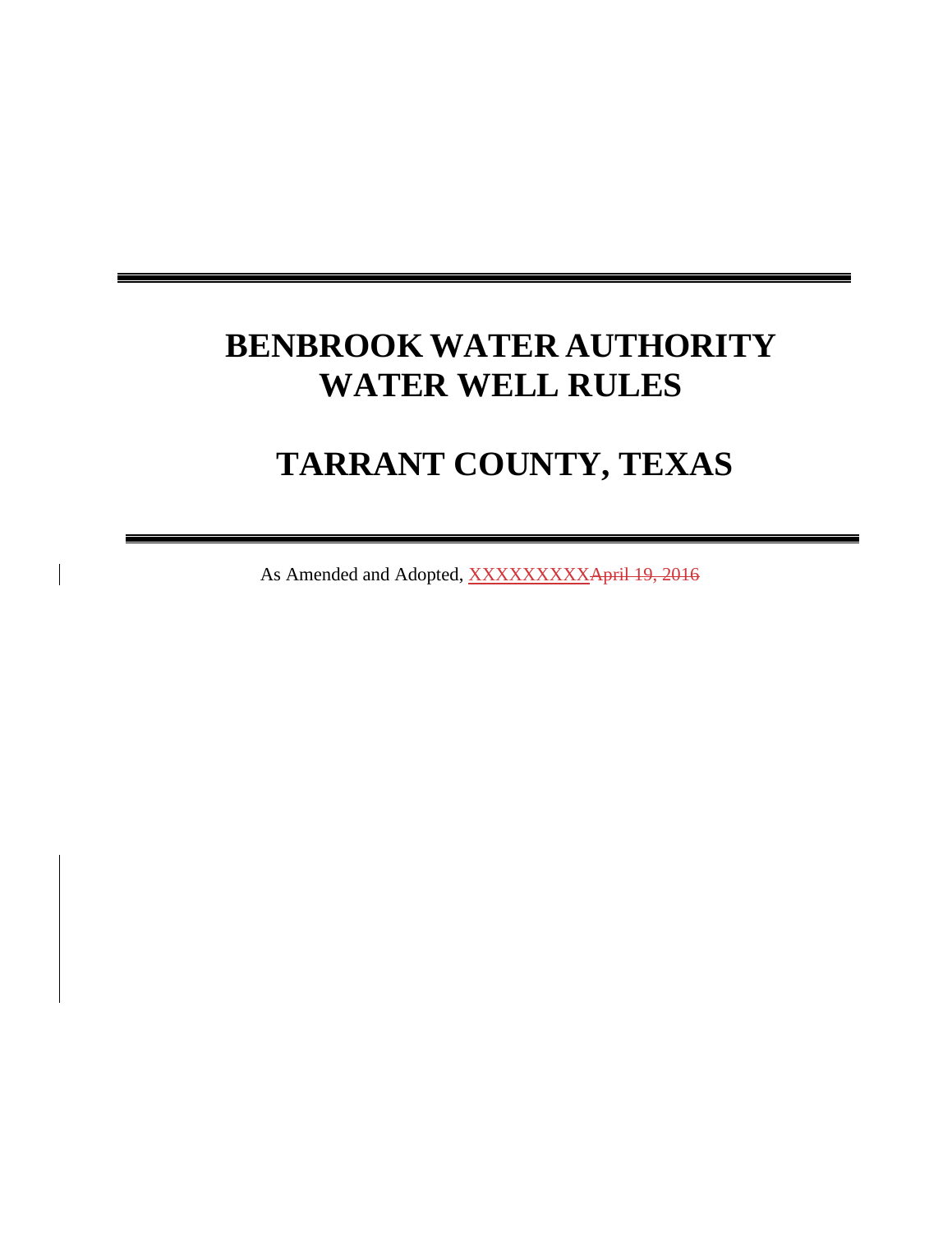# BENBROOK WATER AUTHORITY WATER WELL RULES

# TARRANT COUNTY, TEXAS

As Amended and Adopted, XXXXXXXXX~~April 19, 2016~~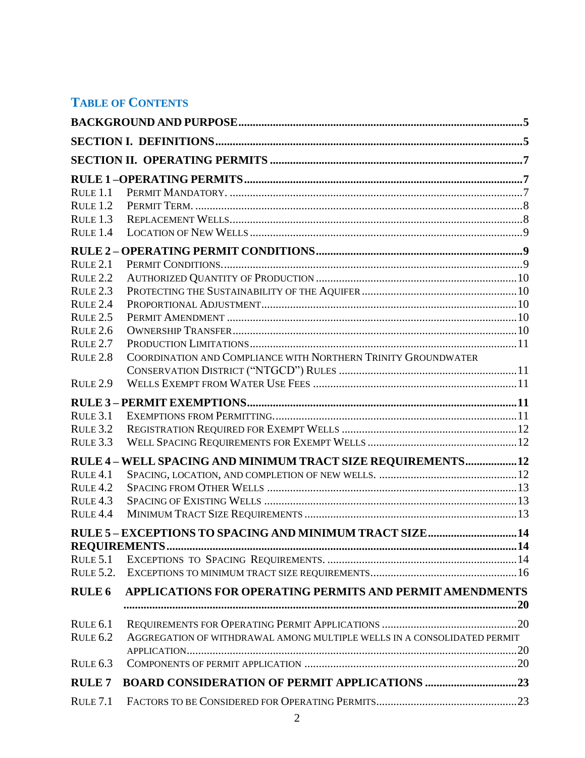## Table of Contents

**BACKGROUND AND PURPOSE** .......... 5

**SECTION I. DEFINITIONS** .......... 5

**SECTION II. OPERATING PERMITS** .......... 7

**RULE 1 –OPERATING PERMITS** .......... 7

- Rule 1.1 Permit Mandatory. .......... 7
- Rule 1.2 Permit Term. .......... 8
- Rule 1.3 Replacement Wells .......... 8
- Rule 1.4 Location of New Wells .......... 9

**RULE 2 – OPERATING PERMIT CONDITIONS** .......... 9

- Rule 2.1 Permit Conditions. .......... 9
- Rule 2.2 Authorized Quantity of Production .......... 10
- Rule 2.3 Protecting the Sustainability of the Aquifer .......... 10
- Rule 2.4 Proportional Adjustment .......... 10
- Rule 2.5 Permit Amendment .......... 10
- Rule 2.6 Ownership Transfer .......... 10
- Rule 2.7 Production Limitations .......... 11
- Rule 2.8 Coordination and Compliance with Northern Trinity Groundwater Conservation District ("NTGCD") Rules .......... 11
- Rule 2.9 Wells Exempt from Water Use Fees .......... 11

**RULE 3 – PERMIT EXEMPTIONS** .......... 11

- Rule 3.1 Exemptions from Permitting. .......... 11
- Rule 3.2 Registration Required for Exempt Wells .......... 12
- Rule 3.3 Well Spacing Requirements for Exempt Wells .......... 12

**RULE 4 – WELL SPACING AND MINIMUM TRACT SIZE REQUIREMENTS** .......... 12

- Rule 4.1 Spacing, location, and completion of new wells. .......... 12
- Rule 4.2 Spacing from Other Wells .......... 13
- Rule 4.3 Spacing of Existing Wells .......... 13
- Rule 4.4 Minimum Tract Size Requirements .......... 13

**RULE 5 – EXCEPTIONS TO SPACING AND MINIMUM TRACT SIZE** .......... 14
**REQUIREMENTS** .......... 14

- Rule 5.1 Exceptions to Spacing Requirements. .......... 14
- Rule 5.2. Exceptions to minimum tract size requirements .......... 16

**RULE 6 APPLICATIONS FOR OPERATING PERMITS AND PERMIT AMENDMENTS** .......... 20

- Rule 6.1 Requirements for Operating Permit Applications .......... 20
- Rule 6.2 Aggregation of withdrawal among multiple wells in a consolidated permit application .......... 20
- Rule 6.3 Components of permit application .......... 20

**RULE 7 BOARD CONSIDERATION OF PERMIT APPLICATIONS** .......... 23

- Rule 7.1 Factors to be Considered for Operating Permits .......... 23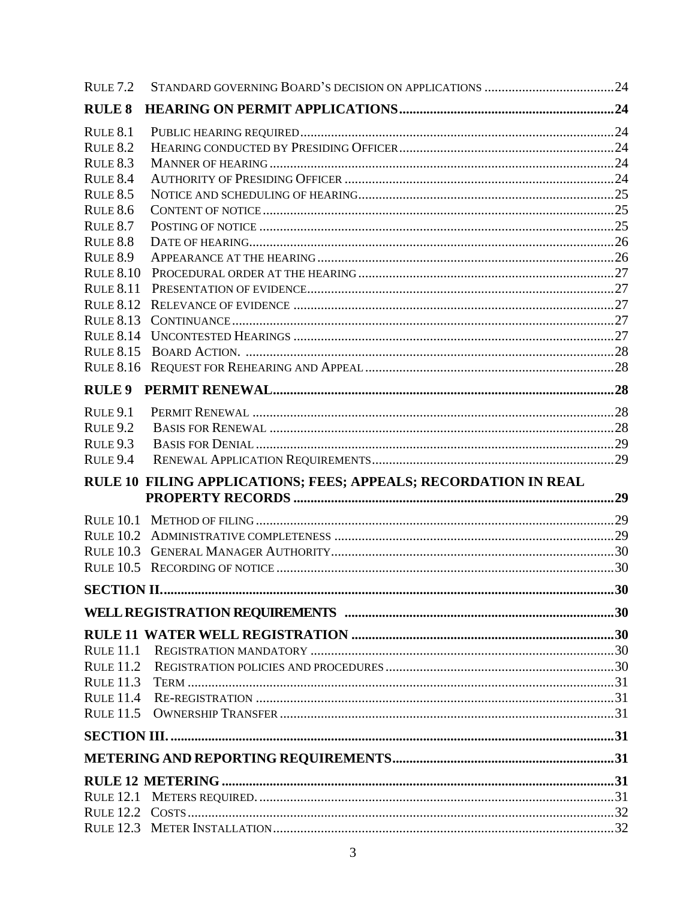RULE 7.2 STANDARD GOVERNING BOARD'S DECISION ON APPLICATIONS ......................................24

**RULE 8 HEARING ON PERMIT APPLICATIONS..............................................................24**

RULE 8.1 PUBLIC HEARING REQUIRED..........................................................................................24
RULE 8.2 HEARING CONDUCTED BY PRESIDING OFFICER..............................................................24
RULE 8.3 MANNER OF HEARING ...................................................................................................24
RULE 8.4 AUTHORITY OF PRESIDING OFFICER .............................................................................24
RULE 8.5 NOTICE AND SCHEDULING OF HEARING.........................................................................25
RULE 8.6 CONTENT OF NOTICE .....................................................................................................25
RULE 8.7 POSTING OF NOTICE ......................................................................................................25
RULE 8.8 DATE OF HEARING.........................................................................................................26
RULE 8.9 APPEARANCE AT THE HEARING ......................................................................................26
RULE 8.10 PROCEDURAL ORDER AT THE HEARING ..........................................................................27
RULE 8.11 PRESENTATION OF EVIDENCE.........................................................................................27
RULE 8.12 RELEVANCE OF EVIDENCE ............................................................................................27
RULE 8.13 CONTINUANCE ..............................................................................................................27
RULE 8.14 UNCONTESTED HEARINGS ............................................................................................27
RULE 8.15 BOARD ACTION. ..........................................................................................................28
RULE 8.16 REQUEST FOR REHEARING AND APPEAL ........................................................................28

**RULE 9 PERMIT RENEWAL..................................................................................................28**

RULE 9.1 PERMIT RENEWAL ........................................................................................................28
RULE 9.2 BASIS FOR RENEWAL ...................................................................................................28
RULE 9.3 BASIS FOR DENIAL .......................................................................................................29
RULE 9.4 RENEWAL APPLICATION REQUIREMENTS.....................................................................29

**RULE 10 FILING APPLICATIONS; FEES; APPEALS; RECORDATION IN REAL PROPERTY RECORDS ............................................................................................29**

RULE 10.1 METHOD OF FILING .......................................................................................................29
RULE 10.2 ADMINISTRATIVE COMPLETENESS ................................................................................29
RULE 10.3 GENERAL MANAGER AUTHORITY..................................................................................30
RULE 10.5 RECORDING OF NOTICE ..................................................................................................30

**SECTION II...................................................................................................................30**

**WELL REGISTRATION REQUIREMENTS .............................................................................30**

**RULE 11 WATER WELL REGISTRATION ............................................................................30**

RULE 11.1 REGISTRATION MANDATORY ........................................................................................30
RULE 11.2 REGISTRATION POLICIES AND PROCEDURES ..................................................................30
RULE 11.3 TERM ...........................................................................................................................31
RULE 11.4 RE-REGISTRATION .......................................................................................................31
RULE 11.5 OWNERSHIP TRANSFER ................................................................................................31

**SECTION III. ................................................................................................................31**

**METERING AND REPORTING REQUIREMENTS................................................................31**

**RULE 12 METERING ................................................................................................31**

RULE 12.1 METERS REQUIRED. ......................................................................................................31
RULE 12.2 COSTS ..........................................................................................................................32
RULE 12.3 METER INSTALLATION..................................................................................................32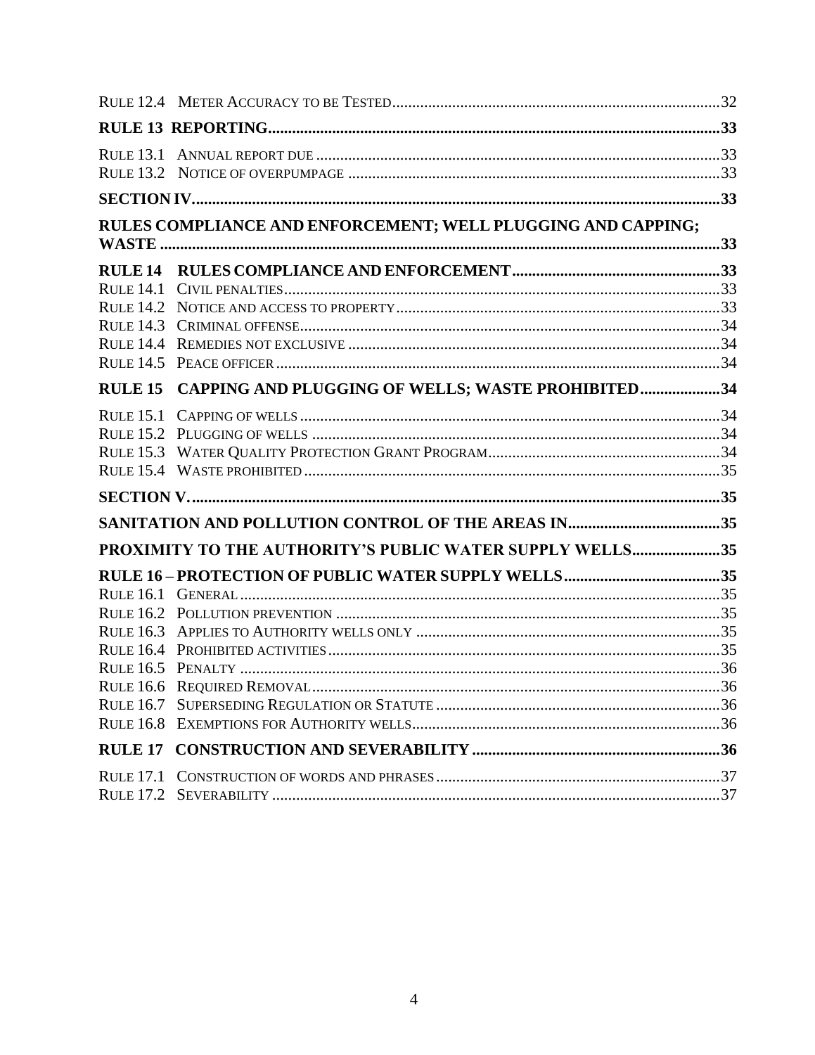Rule 12.4 Meter Accuracy to be Tested ......................................................................................32

**RULE 13 REPORTING ............................................................................................................33**

Rule 13.1 Annual report due ......................................................................................................33
Rule 13.2 Notice of overpumpage ..............................................................................................33

**SECTION IV. ............................................................................................................................33**

**RULES COMPLIANCE AND ENFORCEMENT; WELL PLUGGING AND CAPPING; WASTE ..........................................................................................................................................33**

**RULE 14 RULES COMPLIANCE AND ENFORCEMENT ......................................................33**
Rule 14.1 Civil penalties .............................................................................................................33
Rule 14.2 Notice and access to property .....................................................................................33
Rule 14.3 Criminal offense ..........................................................................................................34
Rule 14.4 Remedies not exclusive ..............................................................................................34
Rule 14.5 Peace officer ...............................................................................................................34

**RULE 15 CAPPING AND PLUGGING OF WELLS; WASTE PROHIBITED ..........................34**

Rule 15.1 Capping of wells .........................................................................................................34
Rule 15.2 Plugging of wells ........................................................................................................34
Rule 15.3 Water Quality Protection Grant Program ...................................................................34
Rule 15.4 Waste prohibited .........................................................................................................35

**SECTION V. .............................................................................................................................35**

**SANITATION AND POLLUTION CONTROL OF THE AREAS IN .......................................35**

**PROXIMITY TO THE AUTHORITY'S PUBLIC WATER SUPPLY WELLS .........................35**

**RULE 16 – PROTECTION OF PUBLIC WATER SUPPLY WELLS ........................................35**
Rule 16.1 General .......................................................................................................................35
Rule 16.2 Pollution prevention ....................................................................................................35
Rule 16.3 Applies to Authority wells only ...................................................................................35
Rule 16.4 Prohibited activities ....................................................................................................35
Rule 16.5 Penalty ........................................................................................................................36
Rule 16.6 Required Removal .......................................................................................................36
Rule 16.7 Superseding Regulation or Statute ..............................................................................36
Rule 16.8 Exemptions for Authority wells ...................................................................................36

**RULE 17 CONSTRUCTION AND SEVERABILITY ...............................................................36**

Rule 17.1 Construction of words and phrases ............................................................................37
Rule 17.2 Severability .................................................................................................................37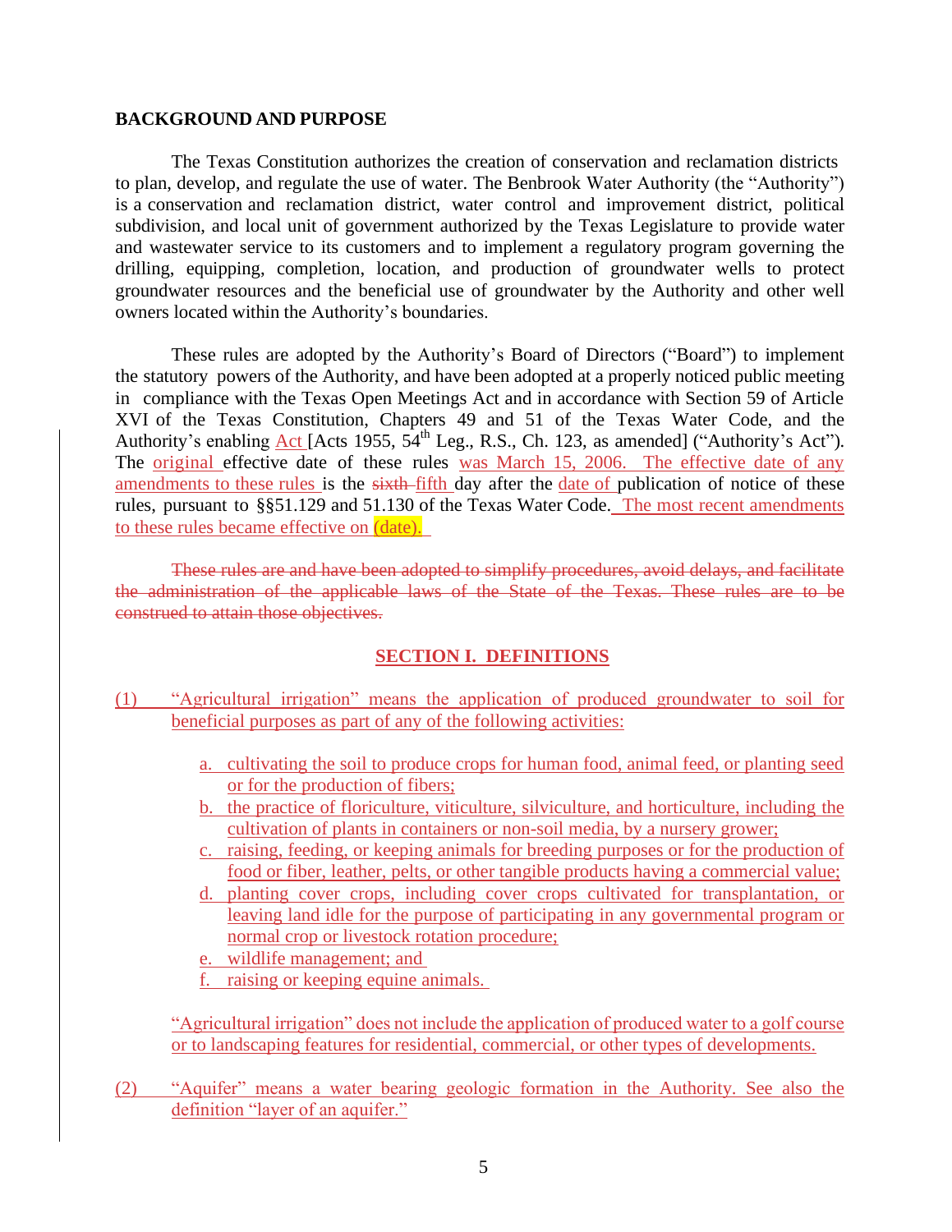**BACKGROUND AND PURPOSE**

The Texas Constitution authorizes the creation of conservation and reclamation districts to plan, develop, and regulate the use of water. The Benbrook Water Authority (the "Authority") is a conservation and reclamation district, water control and improvement district, political subdivision, and local unit of government authorized by the Texas Legislature to provide water and wastewater service to its customers and to implement a regulatory program governing the drilling, equipping, completion, location, and production of groundwater wells to protect groundwater resources and the beneficial use of groundwater by the Authority and other well owners located within the Authority's boundaries.

These rules are adopted by the Authority's Board of Directors ("Board") to implement the statutory powers of the Authority, and have been adopted at a properly noticed public meeting in compliance with the Texas Open Meetings Act and in accordance with Section 59 of Article XVI of the Texas Constitution, Chapters 49 and 51 of the Texas Water Code, and the Authority's enabling Act [Acts 1955, 54th Leg., R.S., Ch. 123, as amended] ("Authority's Act"). The original effective date of these rules was March 15, 2006. The effective date of any amendments to these rules is the ~~sixth~~ fifth day after the date of publication of notice of these rules, pursuant to §§51.129 and 51.130 of the Texas Water Code. The most recent amendments to these rules became effective on (date).

~~These rules are and have been adopted to simplify procedures, avoid delays, and facilitate the administration of the applicable laws of the State of the Texas. These rules are to be construed to attain those objectives.~~

## SECTION I. DEFINITIONS

(1) "Agricultural irrigation" means the application of produced groundwater to soil for beneficial purposes as part of any of the following activities:

   a. cultivating the soil to produce crops for human food, animal feed, or planting seed or for the production of fibers;
   b. the practice of floriculture, viticulture, silviculture, and horticulture, including the cultivation of plants in containers or non-soil media, by a nursery grower;
   c. raising, feeding, or keeping animals for breeding purposes or for the production of food or fiber, leather, pelts, or other tangible products having a commercial value;
   d. planting cover crops, including cover crops cultivated for transplantation, or leaving land idle for the purpose of participating in any governmental program or normal crop or livestock rotation procedure;
   e. wildlife management; and
   f. raising or keeping equine animals.

   "Agricultural irrigation" does not include the application of produced water to a golf course or to landscaping features for residential, commercial, or other types of developments.

(2) "Aquifer" means a water bearing geologic formation in the Authority. See also the definition "layer of an aquifer."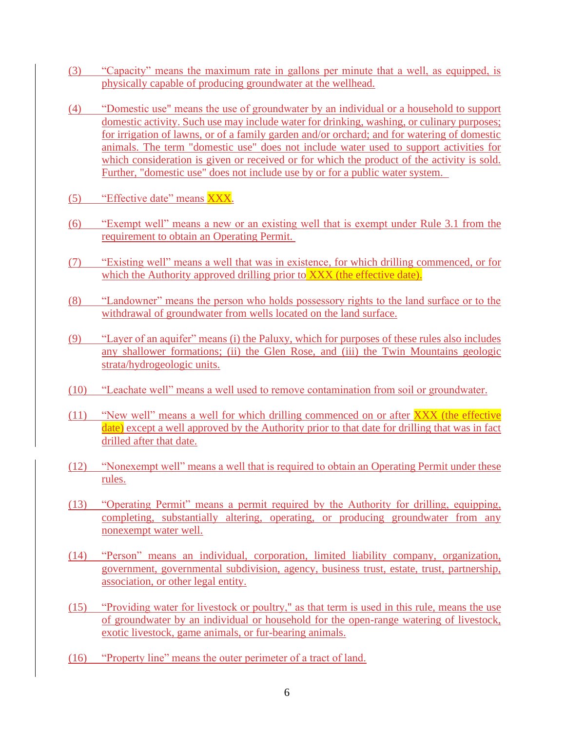(3) "Capacity" means the maximum rate in gallons per minute that a well, as equipped, is physically capable of producing groundwater at the wellhead.

(4) "Domestic use" means the use of groundwater by an individual or a household to support domestic activity. Such use may include water for drinking, washing, or culinary purposes; for irrigation of lawns, or of a family garden and/or orchard; and for watering of domestic animals. The term "domestic use" does not include water used to support activities for which consideration is given or received or for which the product of the activity is sold. Further, "domestic use" does not include use by or for a public water system.

(5) "Effective date" means XXX.

(6) "Exempt well" means a new or an existing well that is exempt under Rule 3.1 from the requirement to obtain an Operating Permit.

(7) "Existing well" means a well that was in existence, for which drilling commenced, or for which the Authority approved drilling prior to XXX (the effective date).

(8) "Landowner" means the person who holds possessory rights to the land surface or to the withdrawal of groundwater from wells located on the land surface.

(9) "Layer of an aquifer" means (i) the Paluxy, which for purposes of these rules also includes any shallower formations; (ii) the Glen Rose, and (iii) the Twin Mountains geologic strata/hydrogeologic units.

(10) "Leachate well" means a well used to remove contamination from soil or groundwater.

(11) "New well" means a well for which drilling commenced on or after XXX (the effective date) except a well approved by the Authority prior to that date for drilling that was in fact drilled after that date.

(12) "Nonexempt well" means a well that is required to obtain an Operating Permit under these rules.

(13) "Operating Permit" means a permit required by the Authority for drilling, equipping, completing, substantially altering, operating, or producing groundwater from any nonexempt water well.

(14) "Person" means an individual, corporation, limited liability company, organization, government, governmental subdivision, agency, business trust, estate, trust, partnership, association, or other legal entity.

(15) "Providing water for livestock or poultry," as that term is used in this rule, means the use of groundwater by an individual or household for the open-range watering of livestock, exotic livestock, game animals, or fur-bearing animals.

(16) "Property line" means the outer perimeter of a tract of land.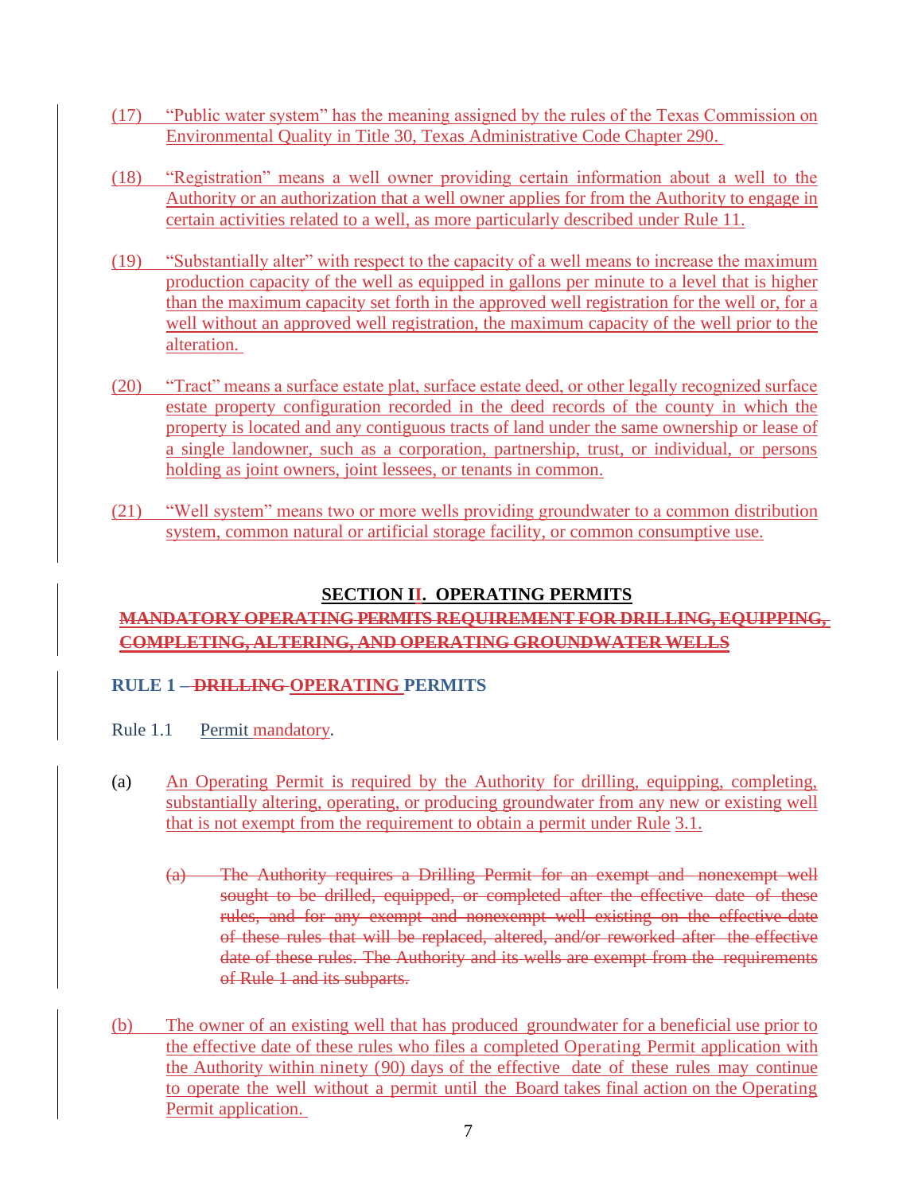(17) "Public water system" has the meaning assigned by the rules of the Texas Commission on Environmental Quality in Title 30, Texas Administrative Code Chapter 290.

(18) "Registration" means a well owner providing certain information about a well to the Authority or an authorization that a well owner applies for from the Authority to engage in certain activities related to a well, as more particularly described under Rule 11.

(19) "Substantially alter" with respect to the capacity of a well means to increase the maximum production capacity of the well as equipped in gallons per minute to a level that is higher than the maximum capacity set forth in the approved well registration for the well or, for a well without an approved well registration, the maximum capacity of the well prior to the alteration.

(20) "Tract" means a surface estate plat, surface estate deed, or other legally recognized surface estate property configuration recorded in the deed records of the county in which the property is located and any contiguous tracts of land under the same ownership or lease of a single landowner, such as a corporation, partnership, trust, or individual, or persons holding as joint owners, joint lessees, or tenants in common.

(21) "Well system" means two or more wells providing groundwater to a common distribution system, common natural or artificial storage facility, or common consumptive use.

## SECTION II. OPERATING PERMITS

## ~~MANDATORY OPERATING PERMITS REQUIREMENT FOR DRILLING, EQUIPPING, COMPLETING, ALTERING, AND OPERATING GROUNDWATER WELLS~~

### RULE 1 – ~~DRILLING~~ OPERATING PERMITS

Rule 1.1 Permit mandatory.

(a) An Operating Permit is required by the Authority for drilling, equipping, completing, substantially altering, operating, or producing groundwater from any new or existing well that is not exempt from the requirement to obtain a permit under Rule 3.1.

~~(a) The Authority requires a Drilling Permit for an exempt and nonexempt well sought to be drilled, equipped, or completed after the effective date of these rules, and for any exempt and nonexempt well existing on the effective date of these rules that will be replaced, altered, and/or reworked after the effective date of these rules. The Authority and its wells are exempt from the requirements of Rule 1 and its subparts.~~

(b) The owner of an existing well that has produced groundwater for a beneficial use prior to the effective date of these rules who files a completed Operating Permit application with the Authority within ninety (90) days of the effective date of these rules may continue to operate the well without a permit until the Board takes final action on the Operating Permit application.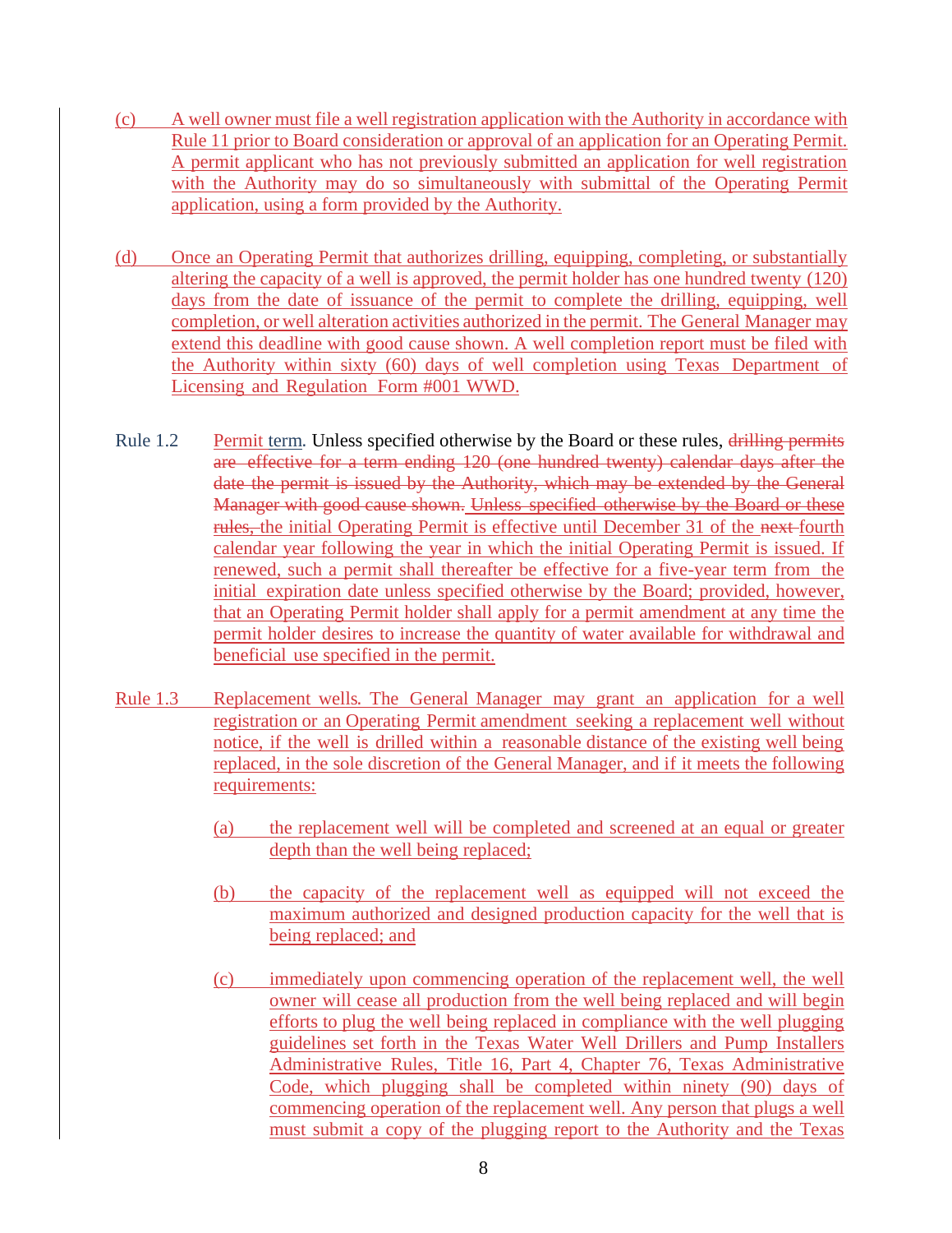(c) A well owner must file a well registration application with the Authority in accordance with Rule 11 prior to Board consideration or approval of an application for an Operating Permit. A permit applicant who has not previously submitted an application for well registration with the Authority may do so simultaneously with submittal of the Operating Permit application, using a form provided by the Authority.

(d) Once an Operating Permit that authorizes drilling, equipping, completing, or substantially altering the capacity of a well is approved, the permit holder has one hundred twenty (120) days from the date of issuance of the permit to complete the drilling, equipping, well completion, or well alteration activities authorized in the permit. The General Manager may extend this deadline with good cause shown. A well completion report must be filed with the Authority within sixty (60) days of well completion using Texas Department of Licensing and Regulation Form #001 WWD.

Rule 1.2 Permit term. Unless specified otherwise by the Board or these rules, ~~drilling permits are effective for a term ending 120 (one hundred twenty) calendar days after the date the permit is issued by the Authority, which may be extended by the General Manager with good cause shown.~~ ~~Unless specified otherwise by the Board or these rules,~~ the initial Operating Permit is effective until December 31 of the ~~next~~ fourth calendar year following the year in which the initial Operating Permit is issued. If renewed, such a permit shall thereafter be effective for a five-year term from the initial expiration date unless specified otherwise by the Board; provided, however, that an Operating Permit holder shall apply for a permit amendment at any time the permit holder desires to increase the quantity of water available for withdrawal and beneficial use specified in the permit.

Rule 1.3 Replacement wells. The General Manager may grant an application for a well registration or an Operating Permit amendment seeking a replacement well without notice, if the well is drilled within a reasonable distance of the existing well being replaced, in the sole discretion of the General Manager, and if it meets the following requirements:

(a) the replacement well will be completed and screened at an equal or greater depth than the well being replaced;

(b) the capacity of the replacement well as equipped will not exceed the maximum authorized and designed production capacity for the well that is being replaced; and

(c) immediately upon commencing operation of the replacement well, the well owner will cease all production from the well being replaced and will begin efforts to plug the well being replaced in compliance with the well plugging guidelines set forth in the Texas Water Well Drillers and Pump Installers Administrative Rules, Title 16, Part 4, Chapter 76, Texas Administrative Code, which plugging shall be completed within ninety (90) days of commencing operation of the replacement well. Any person that plugs a well must submit a copy of the plugging report to the Authority and the Texas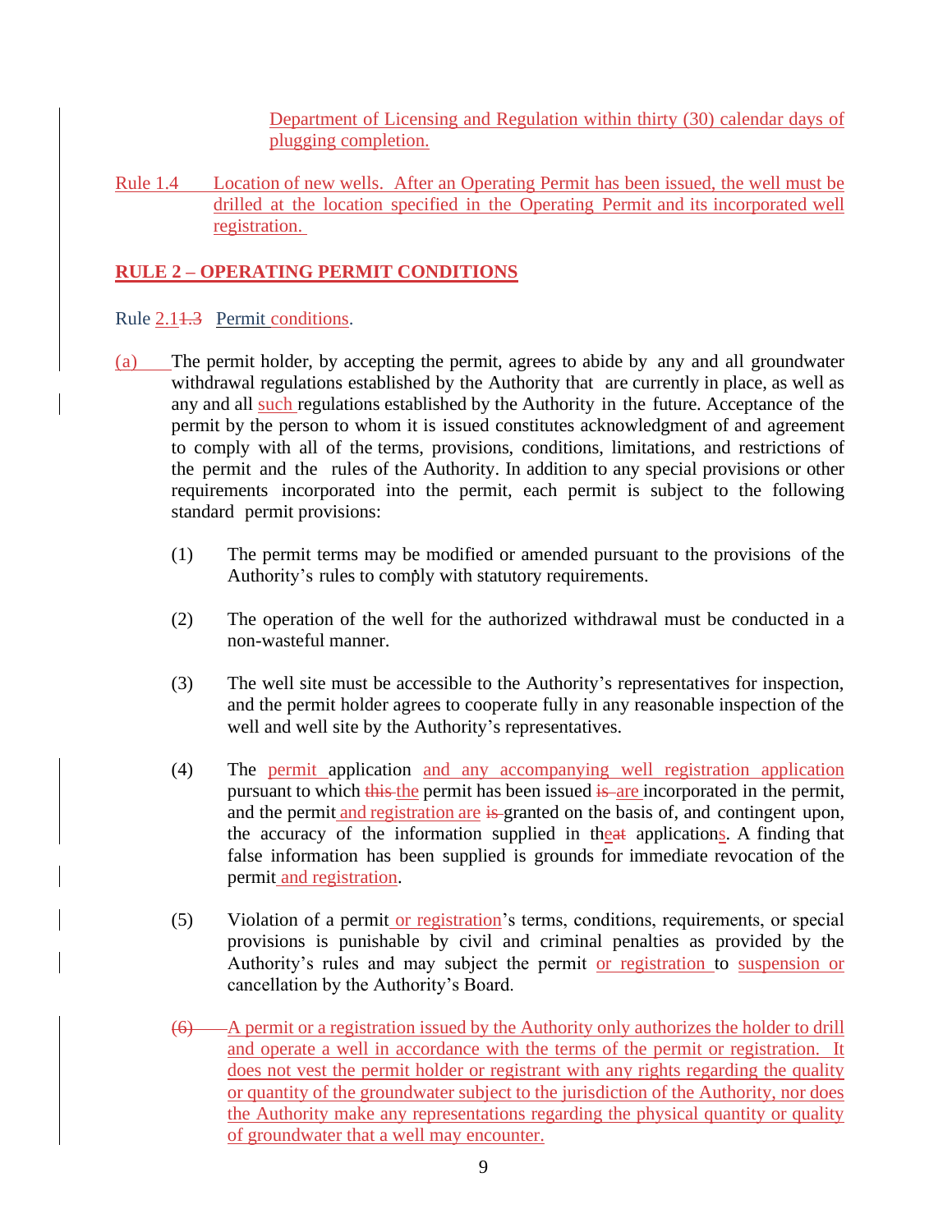Department of Licensing and Regulation within thirty (30) calendar days of plugging completion.

Rule 1.4 Location of new wells. After an Operating Permit has been issued, the well must be drilled at the location specified in the Operating Permit and its incorporated well registration.

## RULE 2 – OPERATING PERMIT CONDITIONS

Rule 2.1~~1.3~~ Permit conditions.

(a) The permit holder, by accepting the permit, agrees to abide by any and all groundwater withdrawal regulations established by the Authority that are currently in place, as well as any and all such regulations established by the Authority in the future. Acceptance of the permit by the person to whom it is issued constitutes acknowledgment of and agreement to comply with all of the terms, provisions, conditions, limitations, and restrictions of the permit and the rules of the Authority. In addition to any special provisions or other requirements incorporated into the permit, each permit is subject to the following standard permit provisions:

(1) The permit terms may be modified or amended pursuant to the provisions of the Authority's rules to comply with statutory requirements.

(2) The operation of the well for the authorized withdrawal must be conducted in a non-wasteful manner.

(3) The well site must be accessible to the Authority's representatives for inspection, and the permit holder agrees to cooperate fully in any reasonable inspection of the well and well site by the Authority's representatives.

(4) The permit application and any accompanying well registration application pursuant to which ~~this~~ the permit has been issued ~~is~~ are incorporated in the permit, and the permit and registration are ~~is~~ granted on the basis of, and contingent upon, the accuracy of the information supplied in th~~at~~e applications. A finding that false information has been supplied is grounds for immediate revocation of the permit and registration.

(5) Violation of a permit or registration's terms, conditions, requirements, or special provisions is punishable by civil and criminal penalties as provided by the Authority's rules and may subject the permit or registration to suspension or cancellation by the Authority's Board.

~~(6)~~ A permit or a registration issued by the Authority only authorizes the holder to drill and operate a well in accordance with the terms of the permit or registration. It does not vest the permit holder or registrant with any rights regarding the quality or quantity of the groundwater subject to the jurisdiction of the Authority, nor does the Authority make any representations regarding the physical quantity or quality of groundwater that a well may encounter.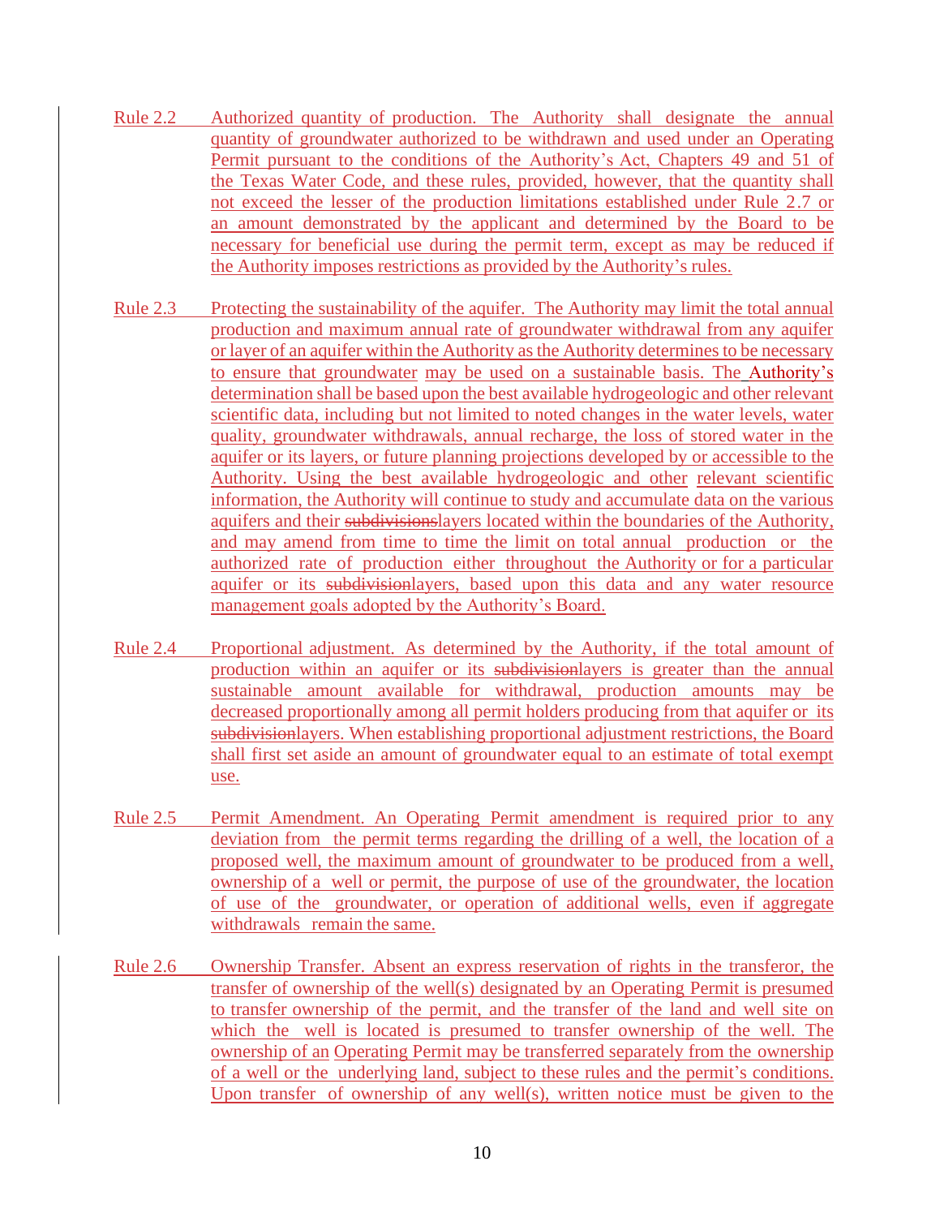Rule 2.2 Authorized quantity of production. The Authority shall designate the annual quantity of groundwater authorized to be withdrawn and used under an Operating Permit pursuant to the conditions of the Authority's Act, Chapters 49 and 51 of the Texas Water Code, and these rules, provided, however, that the quantity shall not exceed the lesser of the production limitations established under Rule 2.7 or an amount demonstrated by the applicant and determined by the Board to be necessary for beneficial use during the permit term, except as may be reduced if the Authority imposes restrictions as provided by the Authority's rules.

Rule 2.3 Protecting the sustainability of the aquifer. The Authority may limit the total annual production and maximum annual rate of groundwater withdrawal from any aquifer or layer of an aquifer within the Authority as the Authority determines to be necessary to ensure that groundwater may be used on a sustainable basis. The Authority's determination shall be based upon the best available hydrogeologic and other relevant scientific data, including but not limited to noted changes in the water levels, water quality, groundwater withdrawals, annual recharge, the loss of stored water in the aquifer or its layers, or future planning projections developed by or accessible to the Authority. Using the best available hydrogeologic and other relevant scientific information, the Authority will continue to study and accumulate data on the various aquifers and their ~~subdivisions~~layers located within the boundaries of the Authority, and may amend from time to time the limit on total annual production or the authorized rate of production either throughout the Authority or for a particular aquifer or its ~~subdivision~~layers, based upon this data and any water resource management goals adopted by the Authority's Board.

Rule 2.4 Proportional adjustment. As determined by the Authority, if the total amount of production within an aquifer or its ~~subdivision~~layers is greater than the annual sustainable amount available for withdrawal, production amounts may be decreased proportionally among all permit holders producing from that aquifer or its ~~subdivision~~layers. When establishing proportional adjustment restrictions, the Board shall first set aside an amount of groundwater equal to an estimate of total exempt use.

Rule 2.5 Permit Amendment. An Operating Permit amendment is required prior to any deviation from the permit terms regarding the drilling of a well, the location of a proposed well, the maximum amount of groundwater to be produced from a well, ownership of a well or permit, the purpose of use of the groundwater, the location of use of the groundwater, or operation of additional wells, even if aggregate withdrawals remain the same.

Rule 2.6 Ownership Transfer. Absent an express reservation of rights in the transferor, the transfer of ownership of the well(s) designated by an Operating Permit is presumed to transfer ownership of the permit, and the transfer of the land and well site on which the well is located is presumed to transfer ownership of the well. The ownership of an Operating Permit may be transferred separately from the ownership of a well or the underlying land, subject to these rules and the permit's conditions. Upon transfer of ownership of any well(s), written notice must be given to the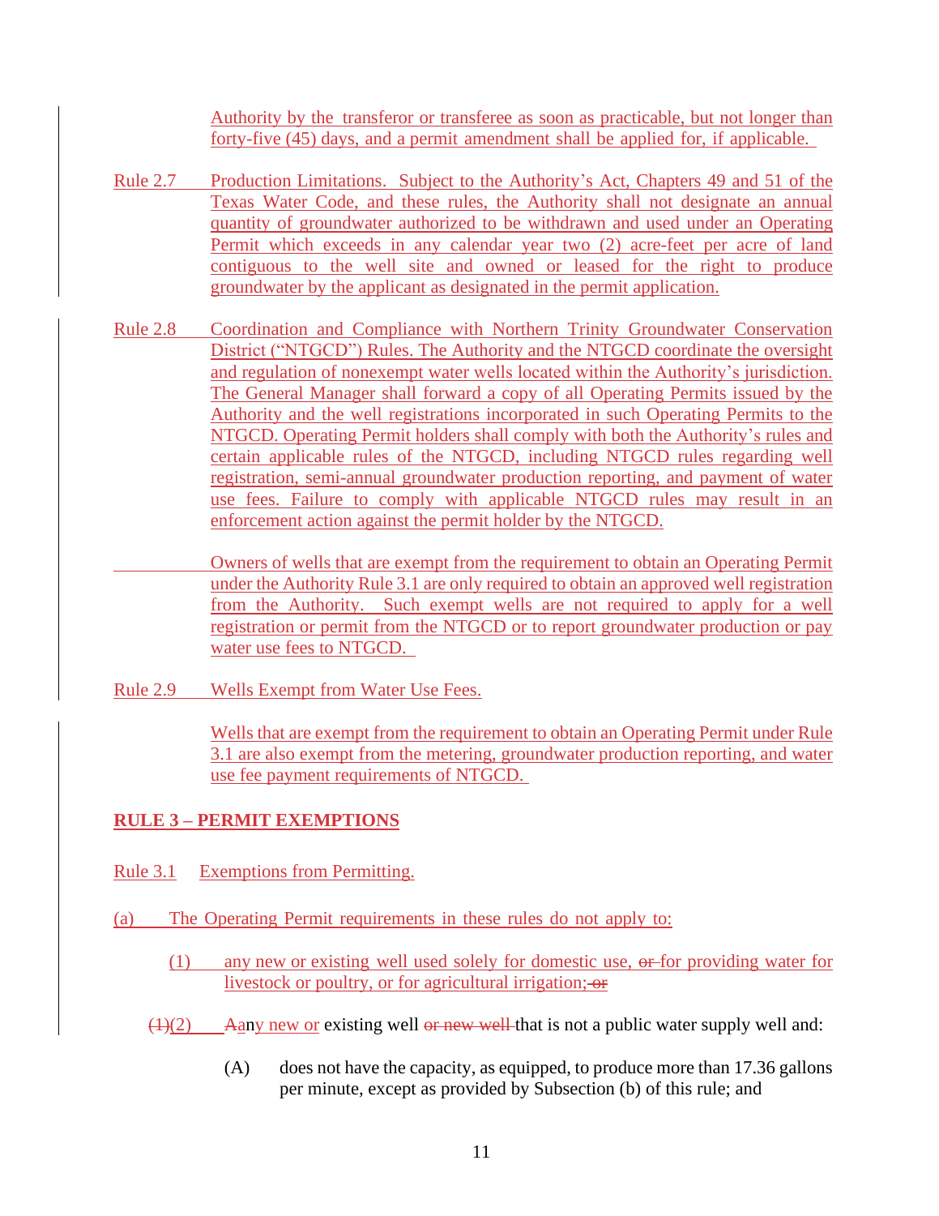Authority by the transferor or transferee as soon as practicable, but not longer than forty-five (45) days, and a permit amendment shall be applied for, if applicable.

Rule 2.7 Production Limitations. Subject to the Authority's Act, Chapters 49 and 51 of the Texas Water Code, and these rules, the Authority shall not designate an annual quantity of groundwater authorized to be withdrawn and used under an Operating Permit which exceeds in any calendar year two (2) acre-feet per acre of land contiguous to the well site and owned or leased for the right to produce groundwater by the applicant as designated in the permit application.

Rule 2.8 Coordination and Compliance with Northern Trinity Groundwater Conservation District ("NTGCD") Rules. The Authority and the NTGCD coordinate the oversight and regulation of nonexempt water wells located within the Authority's jurisdiction. The General Manager shall forward a copy of all Operating Permits issued by the Authority and the well registrations incorporated in such Operating Permits to the NTGCD. Operating Permit holders shall comply with both the Authority's rules and certain applicable rules of the NTGCD, including NTGCD rules regarding well registration, semi-annual groundwater production reporting, and payment of water use fees. Failure to comply with applicable NTGCD rules may result in an enforcement action against the permit holder by the NTGCD.

Owners of wells that are exempt from the requirement to obtain an Operating Permit under the Authority Rule 3.1 are only required to obtain an approved well registration from the Authority. Such exempt wells are not required to apply for a well registration or permit from the NTGCD or to report groundwater production or pay water use fees to NTGCD.

Rule 2.9 Wells Exempt from Water Use Fees.

Wells that are exempt from the requirement to obtain an Operating Permit under Rule 3.1 are also exempt from the metering, groundwater production reporting, and water use fee payment requirements of NTGCD.

## RULE 3 – PERMIT EXEMPTIONS

Rule 3.1 Exemptions from Permitting.

(a) The Operating Permit requirements in these rules do not apply to:

(1) any new or existing well used solely for domestic use, ~~or~~ for providing water for livestock or poultry, or for agricultural irrigation; ~~or~~

~~(1)~~(2) ~~A~~any new or existing well ~~or new well~~ that is not a public water supply well and:

(A) does not have the capacity, as equipped, to produce more than 17.36 gallons per minute, except as provided by Subsection (b) of this rule; and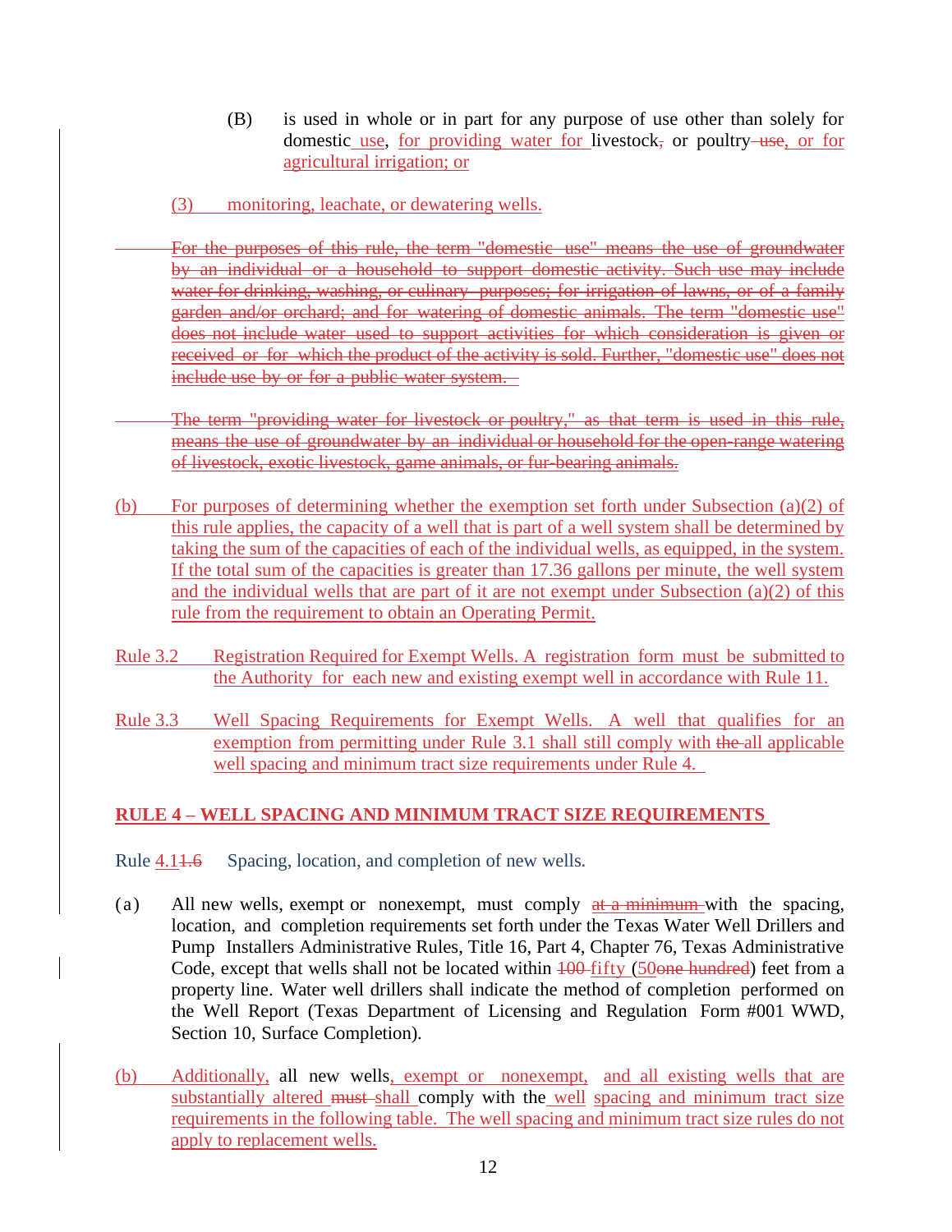(B) is used in whole or in part for any purpose of use other than solely for domestic use, for providing water for livestock, or poultry use, or for agricultural irrigation; or

(3) monitoring, leachate, or dewatering wells.

~~For the purposes of this rule, the term "domestic use" means the use of groundwater by an individual or a household to support domestic activity. Such use may include water for drinking, washing, or culinary purposes; for irrigation of lawns, or of a family garden and/or orchard; and for watering of domestic animals. The term "domestic use" does not include water used to support activities for which consideration is given or received or for which the product of the activity is sold. Further, "domestic use" does not include use by or for a public water system.~~

~~The term "providing water for livestock or poultry," as that term is used in this rule, means the use of groundwater by an individual or household for the open-range watering of livestock, exotic livestock, game animals, or fur-bearing animals.~~

(b) For purposes of determining whether the exemption set forth under Subsection (a)(2) of this rule applies, the capacity of a well that is part of a well system shall be determined by taking the sum of the capacities of each of the individual wells, as equipped, in the system. If the total sum of the capacities is greater than 17.36 gallons per minute, the well system and the individual wells that are part of it are not exempt under Subsection (a)(2) of this rule from the requirement to obtain an Operating Permit.

Rule 3.2 Registration Required for Exempt Wells. A registration form must be submitted to the Authority for each new and existing exempt well in accordance with Rule 11.

Rule 3.3 Well Spacing Requirements for Exempt Wells. A well that qualifies for an exemption from permitting under Rule 3.1 shall still comply with ~~the~~ all applicable well spacing and minimum tract size requirements under Rule 4.

## RULE 4 – WELL SPACING AND MINIMUM TRACT SIZE REQUIREMENTS

Rule 4.1~~1.6~~ Spacing, location, and completion of new wells.

(a) All new wells, exempt or nonexempt, must comply ~~at a minimum~~ with the spacing, location, and completion requirements set forth under the Texas Water Well Drillers and Pump Installers Administrative Rules, Title 16, Part 4, Chapter 76, Texas Administrative Code, except that wells shall not be located within ~~100~~ fifty (50~~one hundred~~) feet from a property line. Water well drillers shall indicate the method of completion performed on the Well Report (Texas Department of Licensing and Regulation Form #001 WWD, Section 10, Surface Completion).

(b) Additionally, all new wells, exempt or nonexempt, and all existing wells that are substantially altered ~~must~~ shall comply with the well spacing and minimum tract size requirements in the following table. The well spacing and minimum tract size rules do not apply to replacement wells.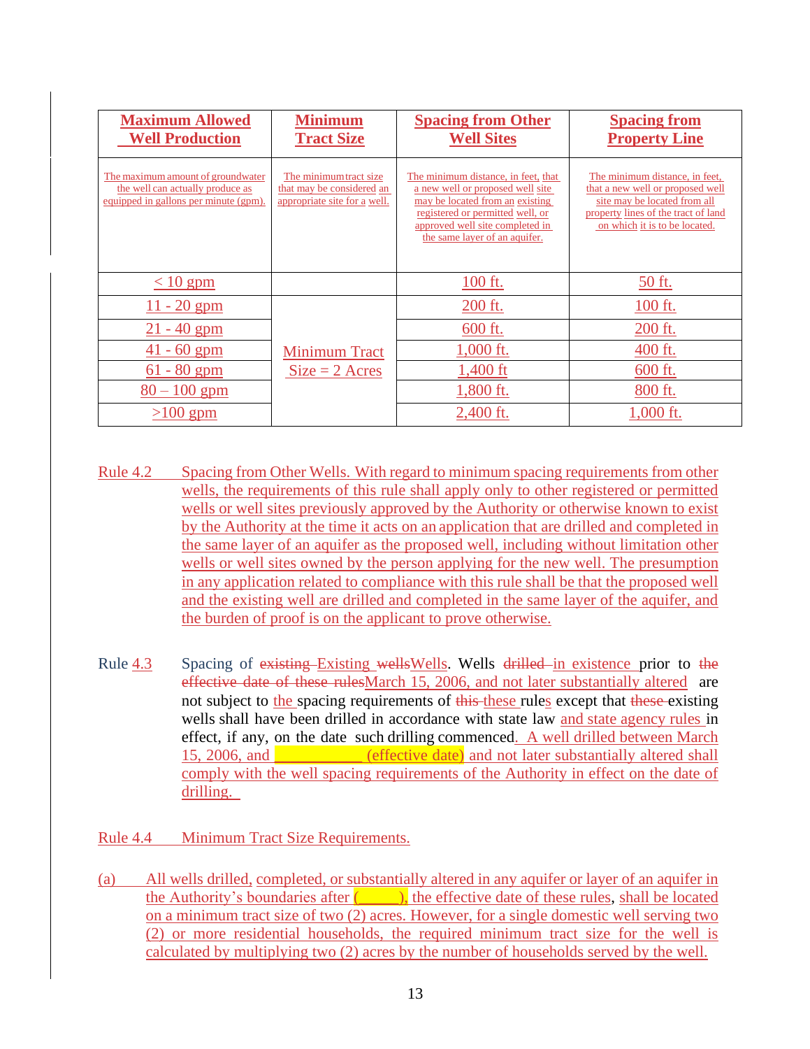| Maximum Allowed Well Production | Minimum Tract Size | Spacing from Other Well Sites | Spacing from Property Line |
|---|---|---|---|
| The maximum amount of groundwater the well can actually produce as equipped in gallons per minute (gpm). | The minimum tract size that may be considered an appropriate site for a well. | The minimum distance, in feet, that a new well or proposed well site may be located from an existing registered or permitted well, or approved well site completed in the same layer of an aquifer. | The minimum distance, in feet, that a new well or proposed well site may be located from all property lines of the tract of land on which it is to be located. |
| < 10 gpm | | 100 ft. | 50 ft. |
| 11 - 20 gpm | Minimum Tract Size = 2 Acres | 200 ft. | 100 ft. |
| 21 - 40 gpm | | 600 ft. | 200 ft. |
| 41 - 60 gpm | | 1,000 ft. | 400 ft. |
| 61 - 80 gpm | | 1,400 ft | 600 ft. |
| 80 – 100 gpm | | 1,800 ft. | 800 ft. |
| >100 gpm | | 2,400 ft. | 1,000 ft. |

Rule 4.2 Spacing from Other Wells. With regard to minimum spacing requirements from other wells, the requirements of this rule shall apply only to other registered or permitted wells or well sites previously approved by the Authority or otherwise known to exist by the Authority at the time it acts on an application that are drilled and completed in the same layer of an aquifer as the proposed well, including without limitation other wells or well sites owned by the person applying for the new well. The presumption in any application related to compliance with this rule shall be that the proposed well and the existing well are drilled and completed in the same layer of the aquifer, and the burden of proof is on the applicant to prove otherwise.

Rule 4.3 Spacing of ~~existing~~ Existing ~~wells~~Wells. Wells ~~drilled~~ in existence prior to ~~the effective date of these rules~~March 15, 2006, and not later substantially altered are not subject to the spacing requirements of ~~this~~ these rules except that ~~these~~ existing wells shall have been drilled in accordance with state law and state agency rules in effect, if any, on the date such drilling commenced. A well drilled between March 15, 2006, and ____________ (effective date) and not later substantially altered shall comply with the well spacing requirements of the Authority in effect on the date of drilling.

Rule 4.4 Minimum Tract Size Requirements.

(a) All wells drilled, completed, or substantially altered in any aquifer or layer of an aquifer in the Authority's boundaries after (______), the effective date of these rules, shall be located on a minimum tract size of two (2) acres. However, for a single domestic well serving two (2) or more residential households, the required minimum tract size for the well is calculated by multiplying two (2) acres by the number of households served by the well.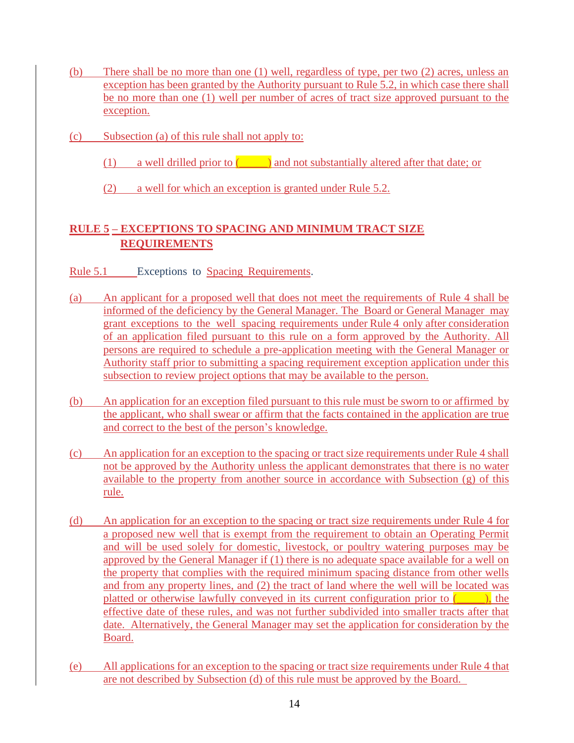(b) There shall be no more than one (1) well, regardless of type, per two (2) acres, unless an exception has been granted by the Authority pursuant to Rule 5.2, in which case there shall be no more than one (1) well per number of acres of tract size approved pursuant to the exception.

(c) Subsection (a) of this rule shall not apply to:

(1) a well drilled prior to (\_\_\_\_\_) and not substantially altered after that date; or

(2) a well for which an exception is granted under Rule 5.2.

## RULE 5 – EXCEPTIONS TO SPACING AND MINIMUM TRACT SIZE REQUIREMENTS

Rule 5.1 Exceptions to Spacing Requirements.

(a) An applicant for a proposed well that does not meet the requirements of Rule 4 shall be informed of the deficiency by the General Manager. The Board or General Manager may grant exceptions to the well spacing requirements under Rule 4 only after consideration of an application filed pursuant to this rule on a form approved by the Authority. All persons are required to schedule a pre-application meeting with the General Manager or Authority staff prior to submitting a spacing requirement exception application under this subsection to review project options that may be available to the person.

(b) An application for an exception filed pursuant to this rule must be sworn to or affirmed by the applicant, who shall swear or affirm that the facts contained in the application are true and correct to the best of the person's knowledge.

(c) An application for an exception to the spacing or tract size requirements under Rule 4 shall not be approved by the Authority unless the applicant demonstrates that there is no water available to the property from another source in accordance with Subsection (g) of this rule.

(d) An application for an exception to the spacing or tract size requirements under Rule 4 for a proposed new well that is exempt from the requirement to obtain an Operating Permit and will be used solely for domestic, livestock, or poultry watering purposes may be approved by the General Manager if (1) there is no adequate space available for a well on the property that complies with the required minimum spacing distance from other wells and from any property lines, and (2) the tract of land where the well will be located was platted or otherwise lawfully conveyed in its current configuration prior to (\_\_\_\_\_), the effective date of these rules, and was not further subdivided into smaller tracts after that date. Alternatively, the General Manager may set the application for consideration by the Board.

(e) All applications for an exception to the spacing or tract size requirements under Rule 4 that are not described by Subsection (d) of this rule must be approved by the Board.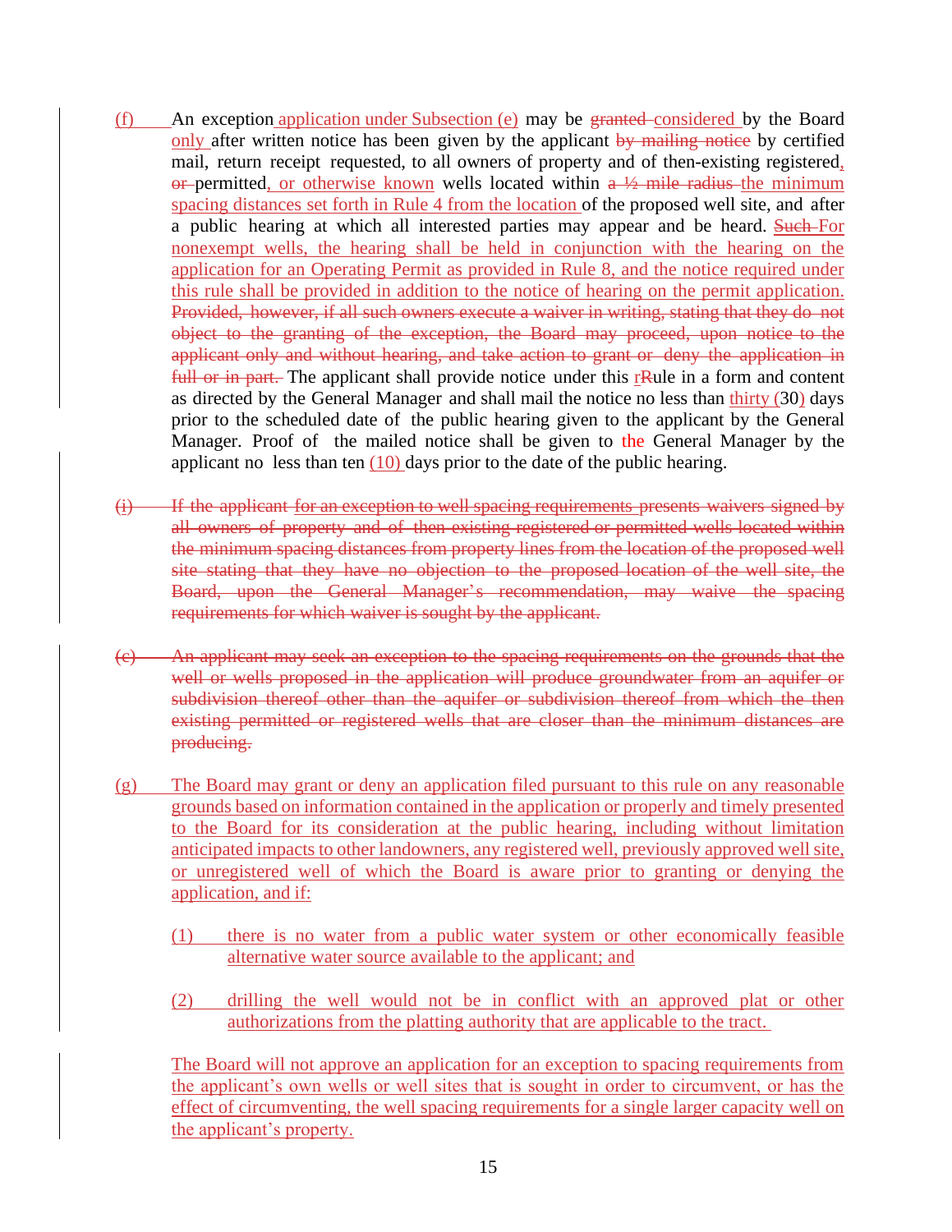(f) An exception application under Subsection (e) may be ~~granted~~ considered by the Board only after written notice has been given by the applicant ~~by mailing notice~~ by certified mail, return receipt requested, to all owners of property and of then-existing registered, ~~or~~ permitted, or otherwise known wells located within ~~a ½ mile radius~~ the minimum spacing distances set forth in Rule 4 from the location of the proposed well site, and after a public hearing at which all interested parties may appear and be heard. ~~Such~~ For nonexempt wells, the hearing shall be held in conjunction with the hearing on the application for an Operating Permit as provided in Rule 8, and the notice required under this rule shall be provided in addition to the notice of hearing on the permit application. ~~Provided, however, if all such owners execute a waiver in writing, stating that they do not object to the granting of the exception, the Board may proceed, upon notice to the applicant only and without hearing, and take action to grant or deny the application in full or in part.~~ The applicant shall provide notice under this ~~R~~rule in a form and content as directed by the General Manager and shall mail the notice no less than thirty (30) days prior to the scheduled date of the public hearing given to the applicant by the General Manager. Proof of the mailed notice shall be given to the General Manager by the applicant no less than ten (10) days prior to the date of the public hearing.

~~(i) If the applicant for an exception to well spacing requirements presents waivers signed by all owners of property and of then existing registered or permitted wells located within the minimum spacing distances from property lines from the location of the proposed well site stating that they have no objection to the proposed location of the well site, the Board, upon the General Manager's recommendation, may waive the spacing requirements for which waiver is sought by the applicant.~~

~~(e) An applicant may seek an exception to the spacing requirements on the grounds that the well or wells proposed in the application will produce groundwater from an aquifer or subdivision thereof other than the aquifer or subdivision thereof from which the then existing permitted or registered wells that are closer than the minimum distances are producing.~~

(g) The Board may grant or deny an application filed pursuant to this rule on any reasonable grounds based on information contained in the application or properly and timely presented to the Board for its consideration at the public hearing, including without limitation anticipated impacts to other landowners, any registered well, previously approved well site, or unregistered well of which the Board is aware prior to granting or denying the application, and if:

(1) there is no water from a public water system or other economically feasible alternative water source available to the applicant; and

(2) drilling the well would not be in conflict with an approved plat or other authorizations from the platting authority that are applicable to the tract.

The Board will not approve an application for an exception to spacing requirements from the applicant's own wells or well sites that is sought in order to circumvent, or has the effect of circumventing, the well spacing requirements for a single larger capacity well on the applicant's property.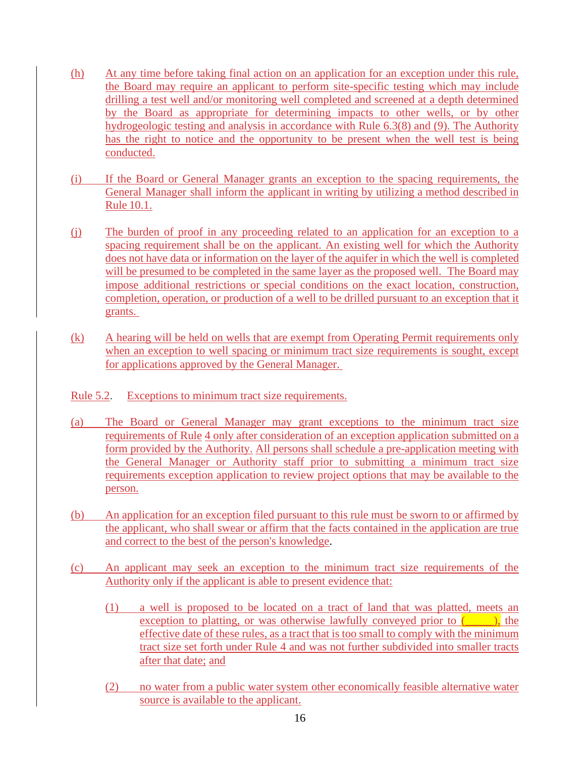(h) At any time before taking final action on an application for an exception under this rule, the Board may require an applicant to perform site-specific testing which may include drilling a test well and/or monitoring well completed and screened at a depth determined by the Board as appropriate for determining impacts to other wells, or by other hydrogeologic testing and analysis in accordance with Rule 6.3(8) and (9). The Authority has the right to notice and the opportunity to be present when the well test is being conducted.

(i) If the Board or General Manager grants an exception to the spacing requirements, the General Manager shall inform the applicant in writing by utilizing a method described in Rule 10.1.

(j) The burden of proof in any proceeding related to an application for an exception to a spacing requirement shall be on the applicant. An existing well for which the Authority does not have data or information on the layer of the aquifer in which the well is completed will be presumed to be completed in the same layer as the proposed well. The Board may impose additional restrictions or special conditions on the exact location, construction, completion, operation, or production of a well to be drilled pursuant to an exception that it grants.

(k) A hearing will be held on wells that are exempt from Operating Permit requirements only when an exception to well spacing or minimum tract size requirements is sought, except for applications approved by the General Manager.

Rule 5.2. Exceptions to minimum tract size requirements.

(a) The Board or General Manager may grant exceptions to the minimum tract size requirements of Rule 4 only after consideration of an exception application submitted on a form provided by the Authority. All persons shall schedule a pre-application meeting with the General Manager or Authority staff prior to submitting a minimum tract size requirements exception application to review project options that may be available to the person.

(b) An application for an exception filed pursuant to this rule must be sworn to or affirmed by the applicant, who shall swear or affirm that the facts contained in the application are true and correct to the best of the person's knowledge.

(c) An applicant may seek an exception to the minimum tract size requirements of the Authority only if the applicant is able to present evidence that:

   (1) a well is proposed to be located on a tract of land that was platted, meets an exception to platting, or was otherwise lawfully conveyed prior to (______), the effective date of these rules, as a tract that is too small to comply with the minimum tract size set forth under Rule 4 and was not further subdivided into smaller tracts after that date; and

   (2) no water from a public water system other economically feasible alternative water source is available to the applicant.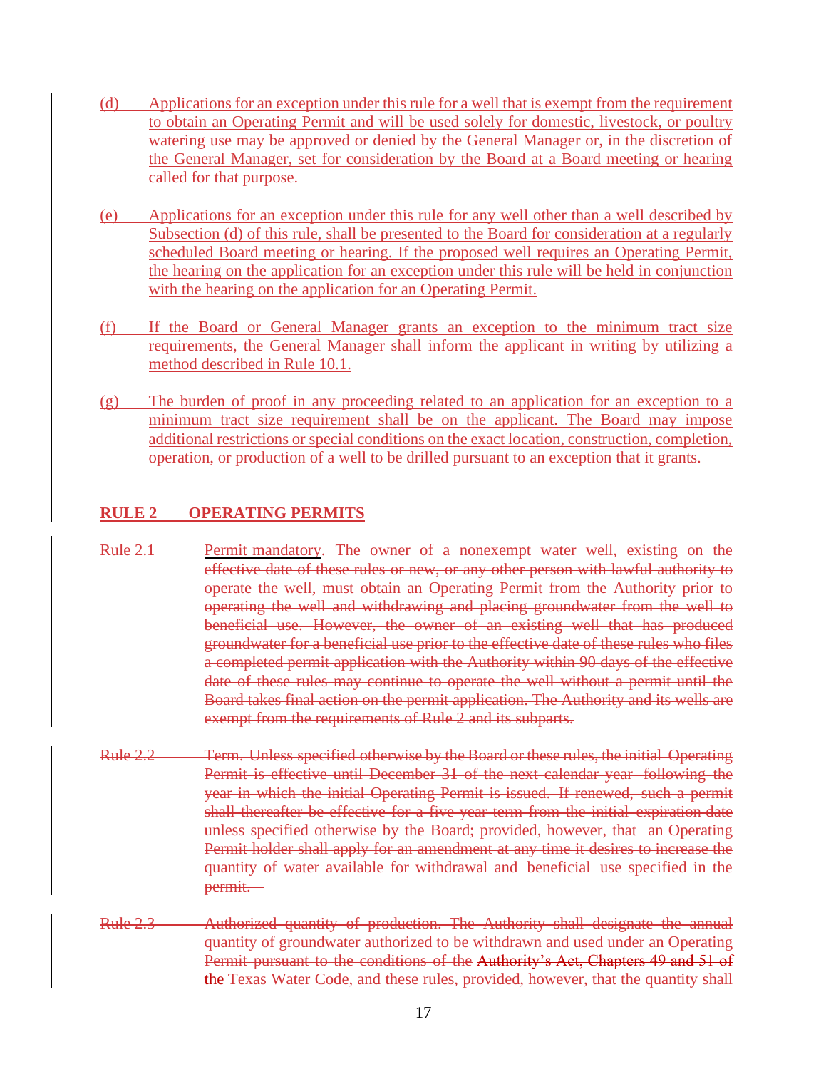(d) Applications for an exception under this rule for a well that is exempt from the requirement to obtain an Operating Permit and will be used solely for domestic, livestock, or poultry watering use may be approved or denied by the General Manager or, in the discretion of the General Manager, set for consideration by the Board at a Board meeting or hearing called for that purpose.

(e) Applications for an exception under this rule for any well other than a well described by Subsection (d) of this rule, shall be presented to the Board for consideration at a regularly scheduled Board meeting or hearing. If the proposed well requires an Operating Permit, the hearing on the application for an exception under this rule will be held in conjunction with the hearing on the application for an Operating Permit.

(f) If the Board or General Manager grants an exception to the minimum tract size requirements, the General Manager shall inform the applicant in writing by utilizing a method described in Rule 10.1.

(g) The burden of proof in any proceeding related to an application for an exception to a minimum tract size requirement shall be on the applicant. The Board may impose additional restrictions or special conditions on the exact location, construction, completion, operation, or production of a well to be drilled pursuant to an exception that it grants.

## ~~RULE 2 OPERATING PERMITS~~

~~Rule 2.1 Permit mandatory. The owner of a nonexempt water well, existing on the effective date of these rules or new, or any other person with lawful authority to operate the well, must obtain an Operating Permit from the Authority prior to operating the well and withdrawing and placing groundwater from the well to beneficial use. However, the owner of an existing well that has produced groundwater for a beneficial use prior to the effective date of these rules who files a completed permit application with the Authority within 90 days of the effective date of these rules may continue to operate the well without a permit until the Board takes final action on the permit application. The Authority and its wells are exempt from the requirements of Rule 2 and its subparts.~~

~~Rule 2.2 Term. Unless specified otherwise by the Board or these rules, the initial Operating Permit is effective until December 31 of the next calendar year following the year in which the initial Operating Permit is issued. If renewed, such a permit shall thereafter be effective for a five year term from the initial expiration date unless specified otherwise by the Board; provided, however, that an Operating Permit holder shall apply for an amendment at any time it desires to increase the quantity of water available for withdrawal and beneficial use specified in the permit.~~

~~Rule 2.3 Authorized quantity of production. The Authority shall designate the annual quantity of groundwater authorized to be withdrawn and used under an Operating Permit pursuant to the conditions of the Authority's Act, Chapters 49 and 51 of the Texas Water Code, and these rules, provided, however, that the quantity shall~~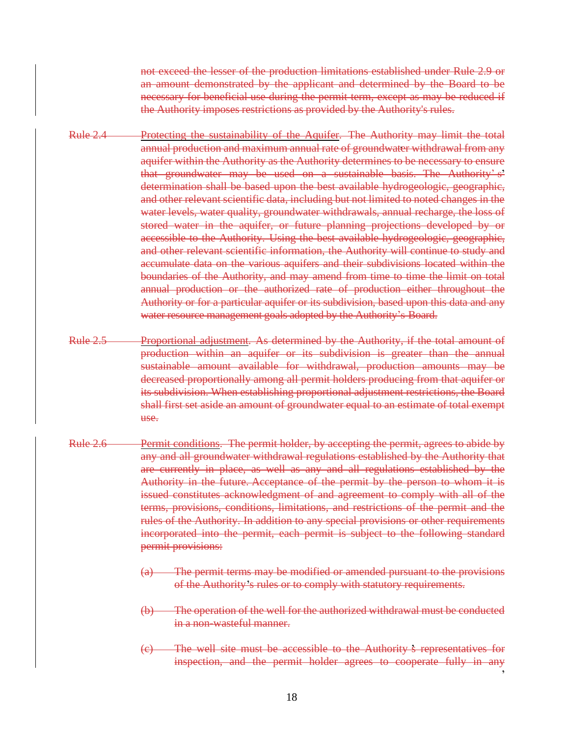not exceed the lesser of the production limitations established under Rule 2.9 or an amount demonstrated by the applicant and determined by the Board to be necessary for beneficial use during the permit term, except as may be reduced if the Authority imposes restrictions as provided by the Authority's rules.

Rule 2.4 Protecting the sustainability of the Aquifer. The Authority may limit the total annual production and maximum annual rate of groundwater withdrawal from any aquifer within the Authority as the Authority determines to be necessary to ensure that groundwater may be used on a sustainable basis. The Authority's determination shall be based upon the best available hydrogeologic, geographic, and other relevant scientific data, including but not limited to noted changes in the water levels, water quality, groundwater withdrawals, annual recharge, the loss of stored water in the aquifer, or future planning projections developed by or accessible to the Authority. Using the best available hydrogeologic, geographic, and other relevant scientific information, the Authority will continue to study and accumulate data on the various aquifers and their subdivisions located within the boundaries of the Authority, and may amend from time to time the limit on total annual production or the authorized rate of production either throughout the Authority or for a particular aquifer or its subdivision, based upon this data and any water resource management goals adopted by the Authority's Board.

Rule 2.5 Proportional adjustment. As determined by the Authority, if the total amount of production within an aquifer or its subdivision is greater than the annual sustainable amount available for withdrawal, production amounts may be decreased proportionally among all permit holders producing from that aquifer or its subdivision. When establishing proportional adjustment restrictions, the Board shall first set aside an amount of groundwater equal to an estimate of total exempt use.

Rule 2.6 Permit conditions. The permit holder, by accepting the permit, agrees to abide by any and all groundwater withdrawal regulations established by the Authority that are currently in place, as well as any and all regulations established by the Authority in the future. Acceptance of the permit by the person to whom it is issued constitutes acknowledgment of and agreement to comply with all of the terms, provisions, conditions, limitations, and restrictions of the permit and the rules of the Authority. In addition to any special provisions or other requirements incorporated into the permit, each permit is subject to the following standard permit provisions:

(a) The permit terms may be modified or amended pursuant to the provisions of the Authority's rules or to comply with statutory requirements.

(b) The operation of the well for the authorized withdrawal must be conducted in a non-wasteful manner.

(c) The well site must be accessible to the Authority's representatives for inspection, and the permit holder agrees to cooperate fully in any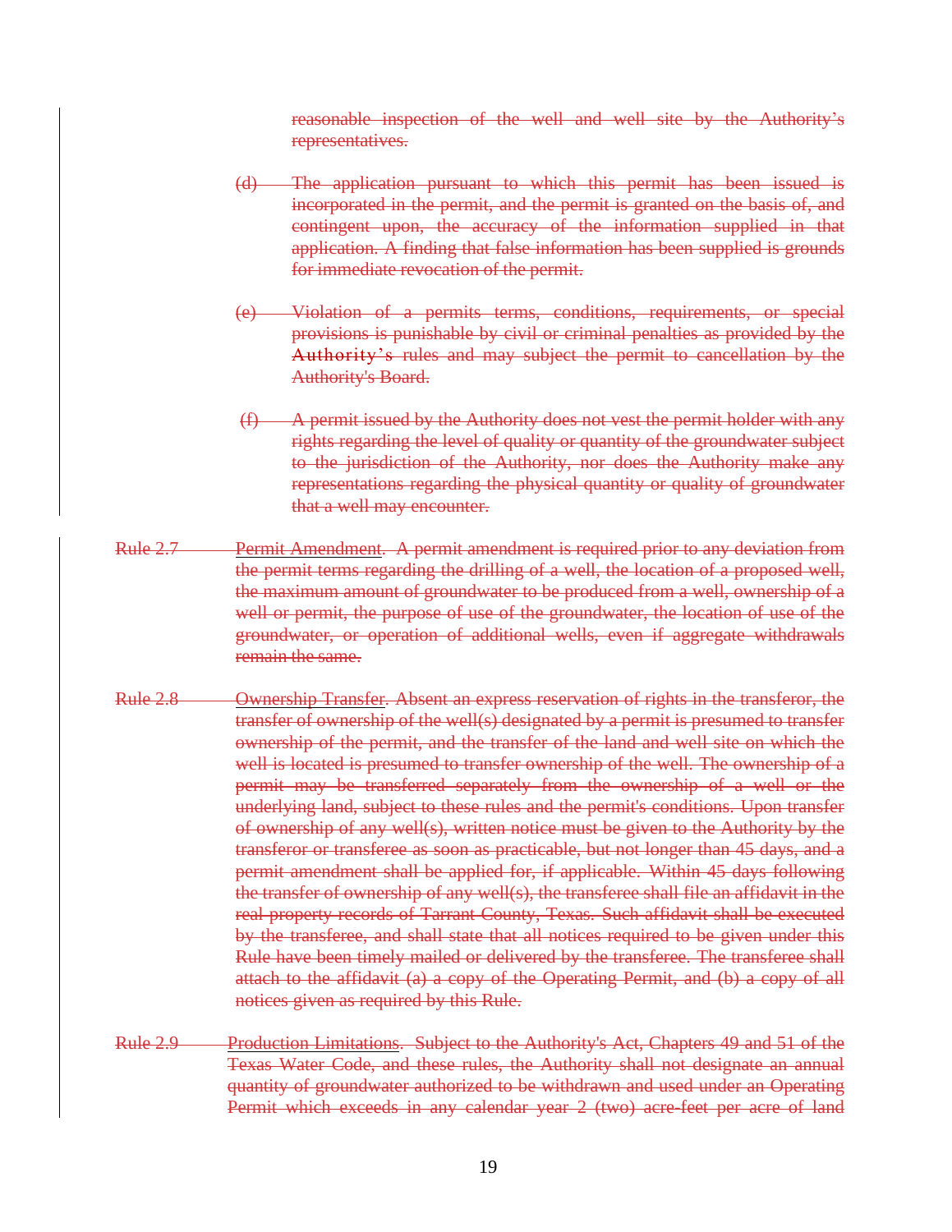reasonable inspection of the well and well site by the Authority's representatives.

(d) The application pursuant to which this permit has been issued is incorporated in the permit, and the permit is granted on the basis of, and contingent upon, the accuracy of the information supplied in that application. A finding that false information has been supplied is grounds for immediate revocation of the permit.

(e) Violation of a permits terms, conditions, requirements, or special provisions is punishable by civil or criminal penalties as provided by the Authority's rules and may subject the permit to cancellation by the Authority's Board.

(f) A permit issued by the Authority does not vest the permit holder with any rights regarding the level of quality or quantity of the groundwater subject to the jurisdiction of the Authority, nor does the Authority make any representations regarding the physical quantity or quality of groundwater that a well may encounter.

Rule 2.7 Permit Amendment. A permit amendment is required prior to any deviation from the permit terms regarding the drilling of a well, the location of a proposed well, the maximum amount of groundwater to be produced from a well, ownership of a well or permit, the purpose of use of the groundwater, the location of use of the groundwater, or operation of additional wells, even if aggregate withdrawals remain the same.

Rule 2.8 Ownership Transfer. Absent an express reservation of rights in the transferor, the transfer of ownership of the well(s) designated by a permit is presumed to transfer ownership of the permit, and the transfer of the land and well site on which the well is located is presumed to transfer ownership of the well. The ownership of a permit may be transferred separately from the ownership of a well or the underlying land, subject to these rules and the permit's conditions. Upon transfer of ownership of any well(s), written notice must be given to the Authority by the transferor or transferee as soon as practicable, but not longer than 45 days, and a permit amendment shall be applied for, if applicable. Within 45 days following the transfer of ownership of any well(s), the transferee shall file an affidavit in the real property records of Tarrant County, Texas. Such affidavit shall be executed by the transferee, and shall state that all notices required to be given under this Rule have been timely mailed or delivered by the transferee. The transferee shall attach to the affidavit (a) a copy of the Operating Permit, and (b) a copy of all notices given as required by this Rule.

Rule 2.9 Production Limitations. Subject to the Authority's Act, Chapters 49 and 51 of the Texas Water Code, and these rules, the Authority shall not designate an annual quantity of groundwater authorized to be withdrawn and used under an Operating Permit which exceeds in any calendar year 2 (two) acre-feet per acre of land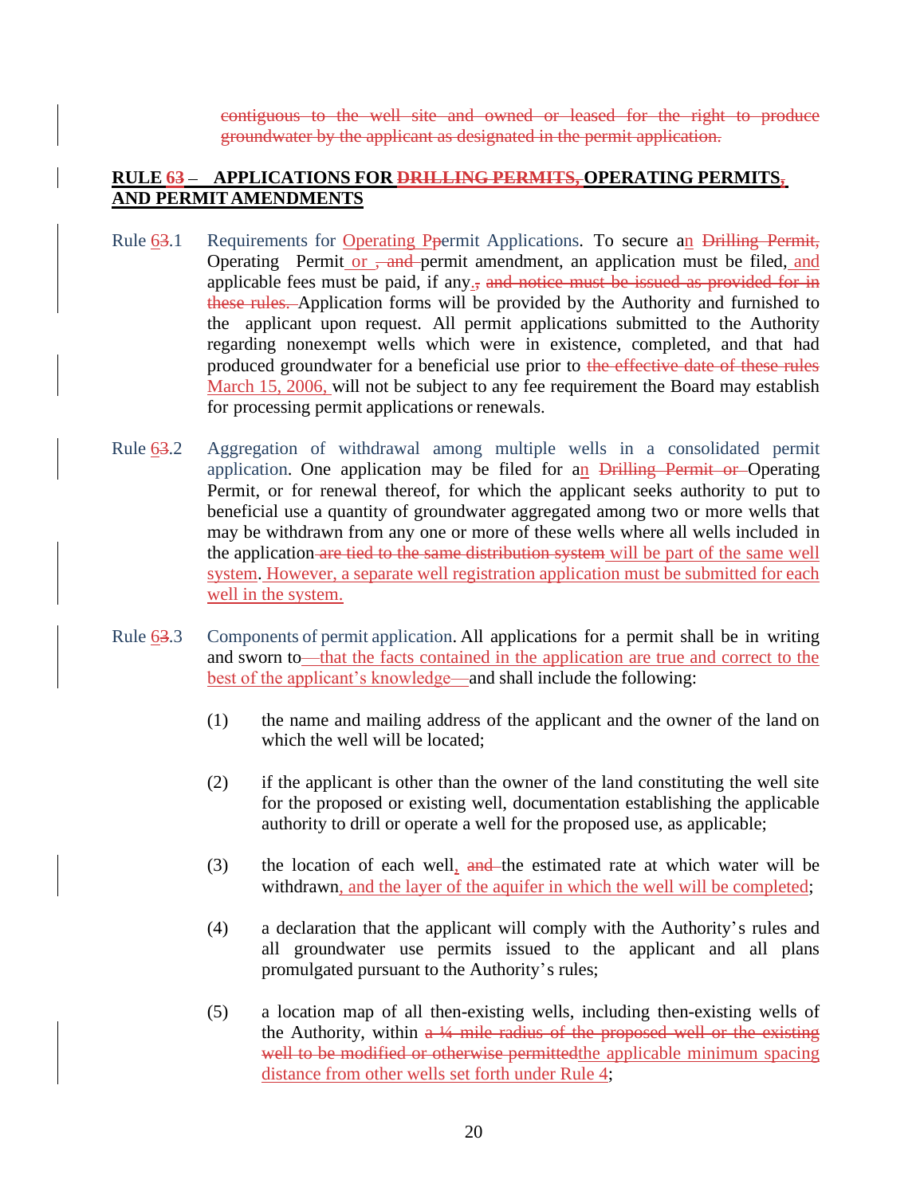~~contiguous to the well site and owned or leased for the right to produce groundwater by the applicant as designated in the permit application.~~

**RULE 6~~3~~ – APPLICATIONS FOR ~~DRILLING PERMITS,~~ OPERATING PERMITS~~,~~ AND PERMIT AMENDMENTS**

Rule 6~~3~~.1 Requirements for Operating P~~p~~ermit Applications. To secure an ~~Drilling Permit,~~ Operating Permit or ~~, and~~ permit amendment, an application must be filed, and applicable fees must be paid, if any.~~, and notice must be issued as provided for in these rules.~~ Application forms will be provided by the Authority and furnished to the applicant upon request. All permit applications submitted to the Authority regarding nonexempt wells which were in existence, completed, and that had produced groundwater for a beneficial use prior to ~~the effective date of these rules~~ March 15, 2006, will not be subject to any fee requirement the Board may establish for processing permit applications or renewals.

Rule 6~~3~~.2 Aggregation of withdrawal among multiple wells in a consolidated permit application. One application may be filed for an ~~Drilling Permit or~~ Operating Permit, or for renewal thereof, for which the applicant seeks authority to put to beneficial use a quantity of groundwater aggregated among two or more wells that may be withdrawn from any one or more of these wells where all wells included in the application ~~are tied to the same distribution system~~ will be part of the same well system. However, a separate well registration application must be submitted for each well in the system.

Rule 6~~3~~.3 Components of permit application. All applications for a permit shall be in writing and sworn to—that the facts contained in the application are true and correct to the best of the applicant's knowledge—and shall include the following:

(1) the name and mailing address of the applicant and the owner of the land on which the well will be located;

(2) if the applicant is other than the owner of the land constituting the well site for the proposed or existing well, documentation establishing the applicable authority to drill or operate a well for the proposed use, as applicable;

(3) the location of each well, ~~and~~ the estimated rate at which water will be withdrawn, and the layer of the aquifer in which the well will be completed;

(4) a declaration that the applicant will comply with the Authority's rules and all groundwater use permits issued to the applicant and all plans promulgated pursuant to the Authority's rules;

(5) a location map of all then-existing wells, including then-existing wells of the Authority, within ~~a ¼ mile radius of the proposed well or the existing well to be modified or otherwise permitted~~the applicable minimum spacing distance from other wells set forth under Rule 4;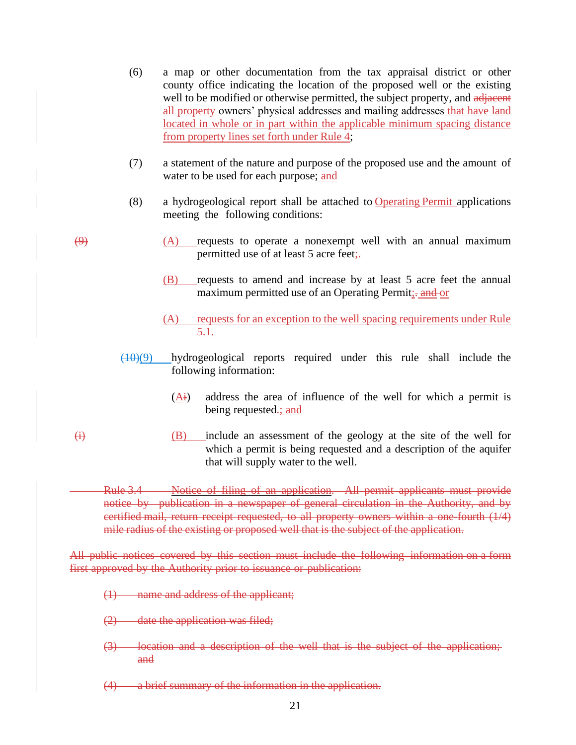(6) a map or other documentation from the tax appraisal district or other county office indicating the location of the proposed well or the existing well to be modified or otherwise permitted, the subject property, and ~~adjacent~~ all property owners' physical addresses and mailing addresses that have land located in whole or in part within the applicable minimum spacing distance from property lines set forth under Rule 4;

(7) a statement of the nature and purpose of the proposed use and the amount of water to be used for each purpose; and

(8) a hydrogeological report shall be attached to Operating Permit applications meeting the following conditions:

~~(9)~~ (A) requests to operate a nonexempt well with an annual maximum permitted use of at least 5 acre feet;~~.~~

(B) requests to amend and increase by at least 5 acre feet the annual maximum permitted use of an Operating Permit;~~. and~~ or

(A) requests for an exception to the well spacing requirements under Rule 5.1.

~~(10)~~(9) hydrogeological reports required under this rule shall include the following information:

(A~~i~~) address the area of influence of the well for which a permit is being requested~~.~~; and

~~(i)~~ (B) include an assessment of the geology at the site of the well for which a permit is being requested and a description of the aquifer that will supply water to the well.

~~Rule 3.4 Notice of filing of an application. All permit applicants must provide notice by publication in a newspaper of general circulation in the Authority, and by certified mail, return receipt requested, to all property owners within a one-fourth (1/4) mile radius of the existing or proposed well that is the subject of the application.~~

~~All public notices covered by this section must include the following information on a form first approved by the Authority prior to issuance or publication:~~

~~(1) name and address of the applicant;~~

~~(2) date the application was filed;~~

~~(3) location and a description of the well that is the subject of the application; and~~

~~(4) a brief summary of the information in the application.~~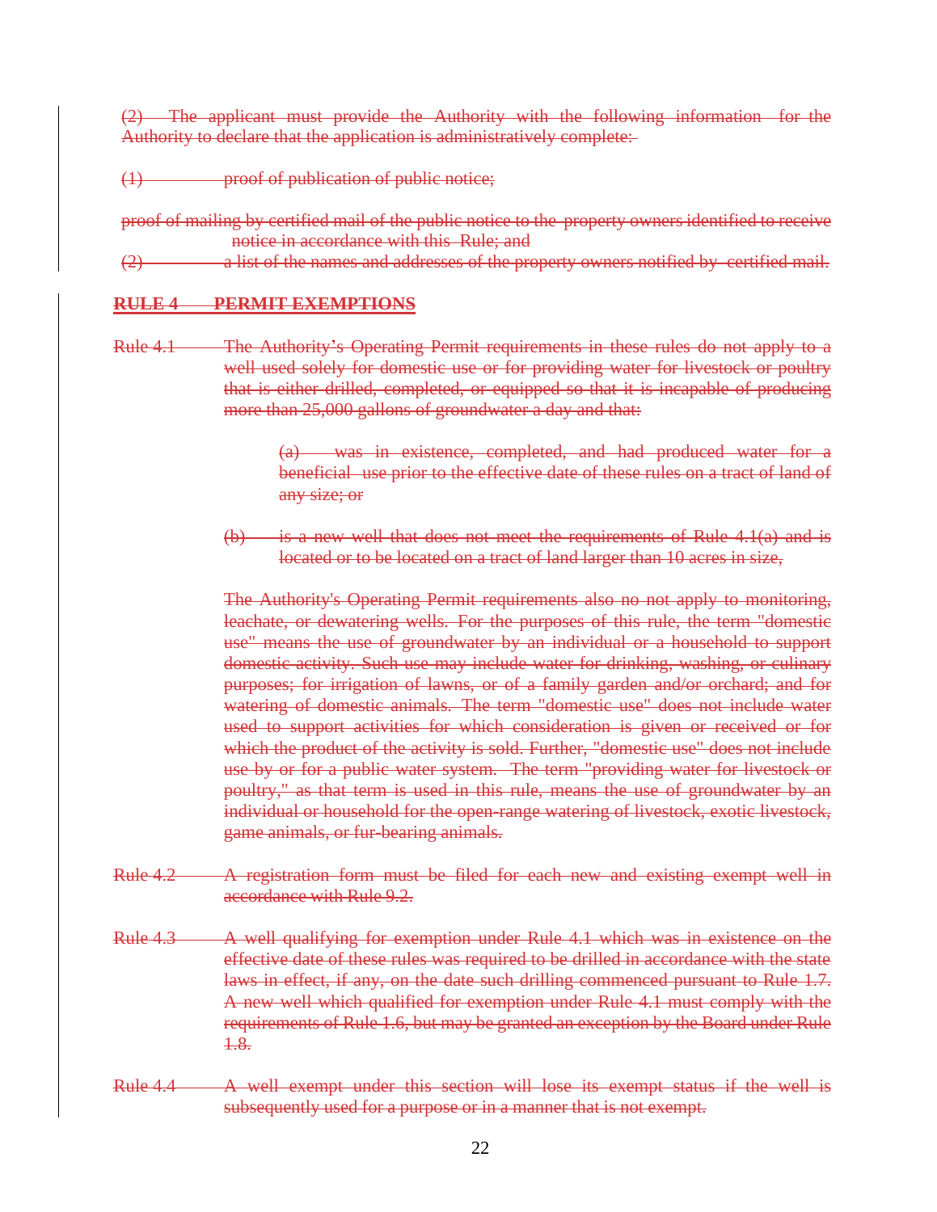(2) The applicant must provide the Authority with the following information for the Authority to declare that the application is administratively complete:

(1) proof of publication of public notice;

proof of mailing by certified mail of the public notice to the property owners identified to receive notice in accordance with this Rule; and

(2) a list of the names and addresses of the property owners notified by certified mail.

**RULE 4 PERMIT EXEMPTIONS**

Rule 4.1 The Authority's Operating Permit requirements in these rules do not apply to a well used solely for domestic use or for providing water for livestock or poultry that is either drilled, completed, or equipped so that it is incapable of producing more than 25,000 gallons of groundwater a day and that:

(a) was in existence, completed, and had produced water for a beneficial use prior to the effective date of these rules on a tract of land of any size; or

(b) is a new well that does not meet the requirements of Rule 4.1(a) and is located or to be located on a tract of land larger than 10 acres in size,

The Authority's Operating Permit requirements also no not apply to monitoring, leachate, or dewatering wells. For the purposes of this rule, the term "domestic use" means the use of groundwater by an individual or a household to support domestic activity. Such use may include water for drinking, washing, or culinary purposes; for irrigation of lawns, or of a family garden and/or orchard; and for watering of domestic animals. The term "domestic use" does not include water used to support activities for which consideration is given or received or for which the product of the activity is sold. Further, "domestic use" does not include use by or for a public water system. The term "providing water for livestock or poultry," as that term is used in this rule, means the use of groundwater by an individual or household for the open-range watering of livestock, exotic livestock, game animals, or fur-bearing animals.

Rule 4.2 A registration form must be filed for each new and existing exempt well in accordance with Rule 9.2.

Rule 4.3 A well qualifying for exemption under Rule 4.1 which was in existence on the effective date of these rules was required to be drilled in accordance with the state laws in effect, if any, on the date such drilling commenced pursuant to Rule 1.7. A new well which qualified for exemption under Rule 4.1 must comply with the requirements of Rule 1.6, but may be granted an exception by the Board under Rule 1.8.

Rule 4.4 A well exempt under this section will lose its exempt status if the well is subsequently used for a purpose or in a manner that is not exempt.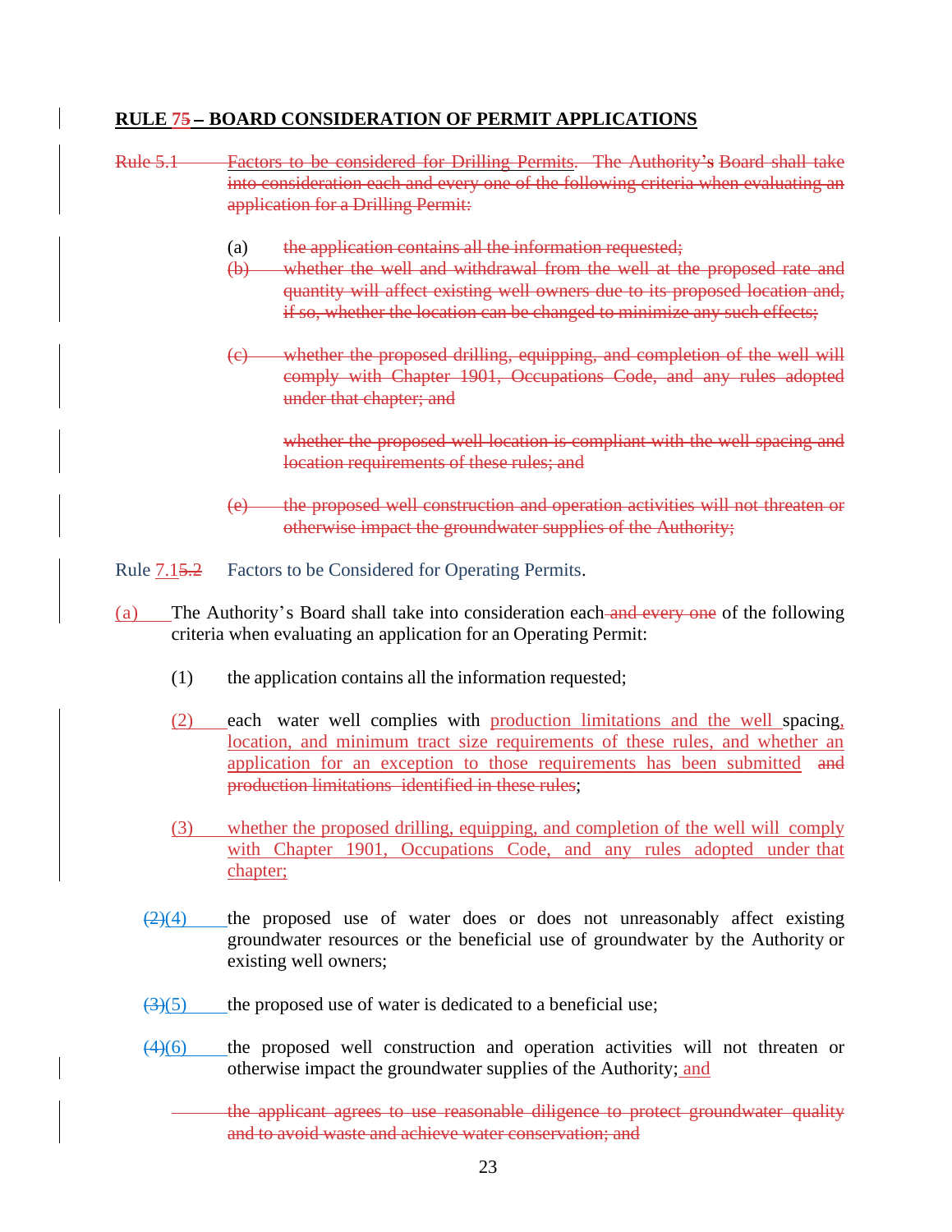**RULE 7~~5~~ – BOARD CONSIDERATION OF PERMIT APPLICATIONS**

~~Rule 5.1 Factors to be considered for Drilling Permits. The Authority's Board shall take into consideration each and every one of the following criteria when evaluating an application for a Drilling Permit:~~

(a) ~~the application contains all the information requested;~~

~~(b) whether the well and withdrawal from the well at the proposed rate and quantity will affect existing well owners due to its proposed location and, if so, whether the location can be changed to minimize any such effects;~~

~~(c) whether the proposed drilling, equipping, and completion of the well will comply with Chapter 1901, Occupations Code, and any rules adopted under that chapter; and~~

~~whether the proposed well location is compliant with the well spacing and location requirements of these rules; and~~

~~(e) the proposed well construction and operation activities will not threaten or otherwise impact the groundwater supplies of the Authority;~~

Rule 7.1~~5.2~~ Factors to be Considered for Operating Permits.

(a) The Authority's Board shall take into consideration each ~~and every one~~ of the following criteria when evaluating an application for an Operating Permit:

(1) the application contains all the information requested;

(2) each water well complies with production limitations and the well spacing, location, and minimum tract size requirements of these rules, and whether an application for an exception to those requirements has been submitted ~~and production limitations identified in these rules~~;

(3) whether the proposed drilling, equipping, and completion of the well will comply with Chapter 1901, Occupations Code, and any rules adopted under that chapter;

~~(2)~~(4) the proposed use of water does or does not unreasonably affect existing groundwater resources or the beneficial use of groundwater by the Authority or existing well owners;

~~(3)~~(5) the proposed use of water is dedicated to a beneficial use;

~~(4)~~(6) the proposed well construction and operation activities will not threaten or otherwise impact the groundwater supplies of the Authority; and

~~the applicant agrees to use reasonable diligence to protect groundwater quality and to avoid waste and achieve water conservation; and~~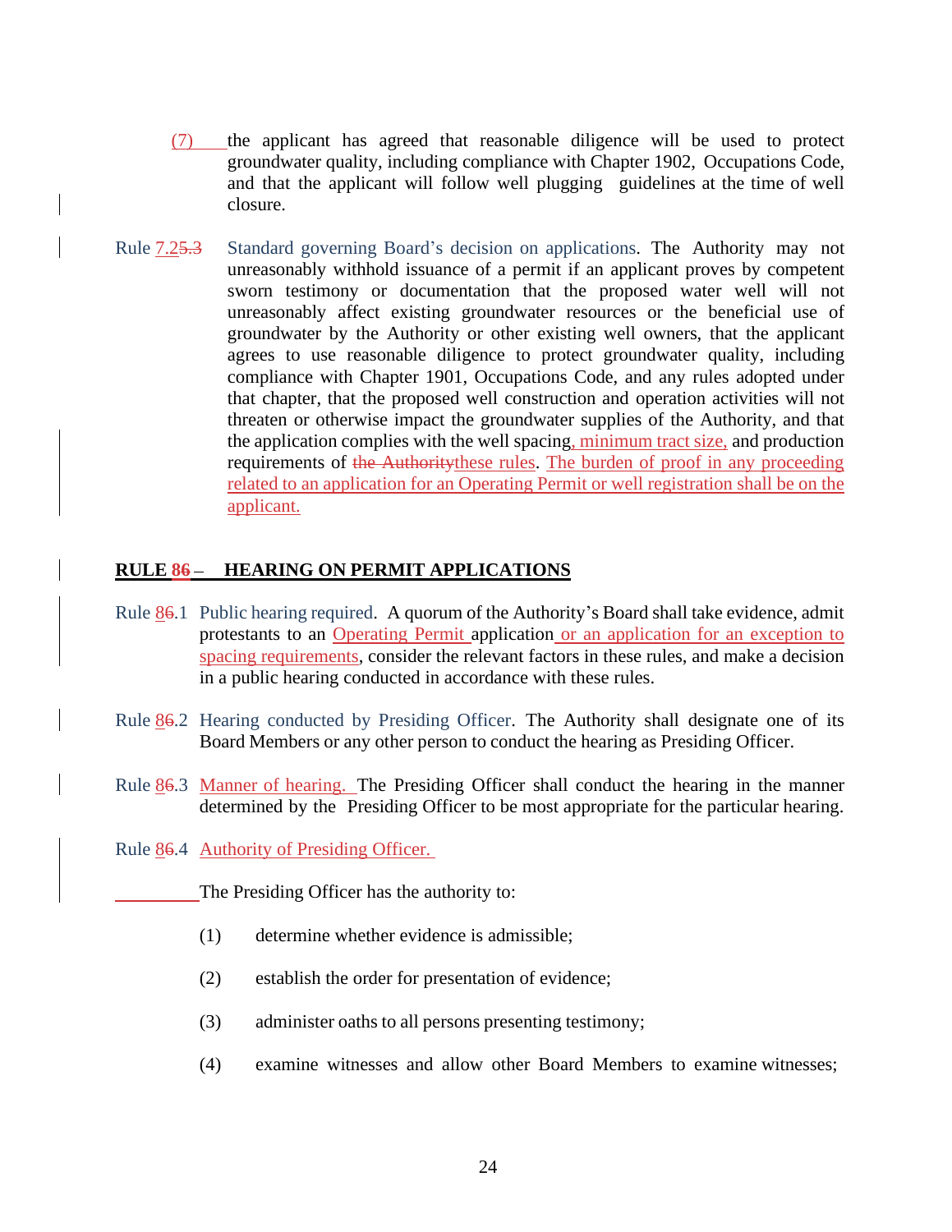(7) the applicant has agreed that reasonable diligence will be used to protect groundwater quality, including compliance with Chapter 1902, Occupations Code, and that the applicant will follow well plugging guidelines at the time of well closure.

Rule 7.25.3 Standard governing Board's decision on applications. The Authority may not unreasonably withhold issuance of a permit if an applicant proves by competent sworn testimony or documentation that the proposed water well will not unreasonably affect existing groundwater resources or the beneficial use of groundwater by the Authority or other existing well owners, that the applicant agrees to use reasonable diligence to protect groundwater quality, including compliance with Chapter 1901, Occupations Code, and any rules adopted under that chapter, that the proposed well construction and operation activities will not threaten or otherwise impact the groundwater supplies of the Authority, and that the application complies with the well spacing, minimum tract size, and production requirements of the Authoritythese rules. The burden of proof in any proceeding related to an application for an Operating Permit or well registration shall be on the applicant.

## RULE 86 – HEARING ON PERMIT APPLICATIONS

Rule 86.1 Public hearing required. A quorum of the Authority's Board shall take evidence, admit protestants to an Operating Permit application or an application for an exception to spacing requirements, consider the relevant factors in these rules, and make a decision in a public hearing conducted in accordance with these rules.

Rule 86.2 Hearing conducted by Presiding Officer. The Authority shall designate one of its Board Members or any other person to conduct the hearing as Presiding Officer.

Rule 86.3 Manner of hearing. The Presiding Officer shall conduct the hearing in the manner determined by the Presiding Officer to be most appropriate for the particular hearing.

Rule 86.4 Authority of Presiding Officer.

The Presiding Officer has the authority to:

(1) determine whether evidence is admissible;

(2) establish the order for presentation of evidence;

(3) administer oaths to all persons presenting testimony;

(4) examine witnesses and allow other Board Members to examine witnesses;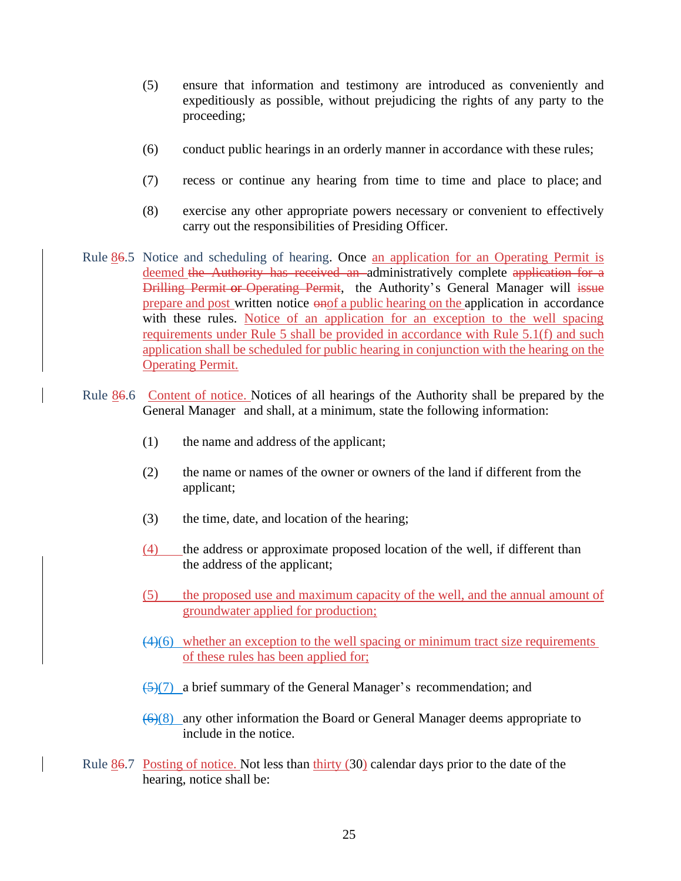(5) ensure that information and testimony are introduced as conveniently and expeditiously as possible, without prejudicing the rights of any party to the proceeding;

(6) conduct public hearings in an orderly manner in accordance with these rules;

(7) recess or continue any hearing from time to time and place to place; and

(8) exercise any other appropriate powers necessary or convenient to effectively carry out the responsibilities of Presiding Officer.

Rule 86.5 Notice and scheduling of hearing. Once an application for an Operating Permit is deemed the Authority has received an administratively complete application for a Drilling Permit or Operating Permit, the Authority's General Manager will issue prepare and post written notice onof a public hearing on the application in accordance with these rules. Notice of an application for an exception to the well spacing requirements under Rule 5 shall be provided in accordance with Rule 5.1(f) and such application shall be scheduled for public hearing in conjunction with the hearing on the Operating Permit.

Rule 86.6 Content of notice. Notices of all hearings of the Authority shall be prepared by the General Manager and shall, at a minimum, state the following information:

(1) the name and address of the applicant;

(2) the name or names of the owner or owners of the land if different from the applicant;

(3) the time, date, and location of the hearing;

(4) the address or approximate proposed location of the well, if different than the address of the applicant;

(5) the proposed use and maximum capacity of the well, and the annual amount of groundwater applied for production;

(4)(6) whether an exception to the well spacing or minimum tract size requirements of these rules has been applied for;

(5)(7) a brief summary of the General Manager's recommendation; and

(6)(8) any other information the Board or General Manager deems appropriate to include in the notice.

Rule 86.7 Posting of notice. Not less than thirty (30) calendar days prior to the date of the hearing, notice shall be: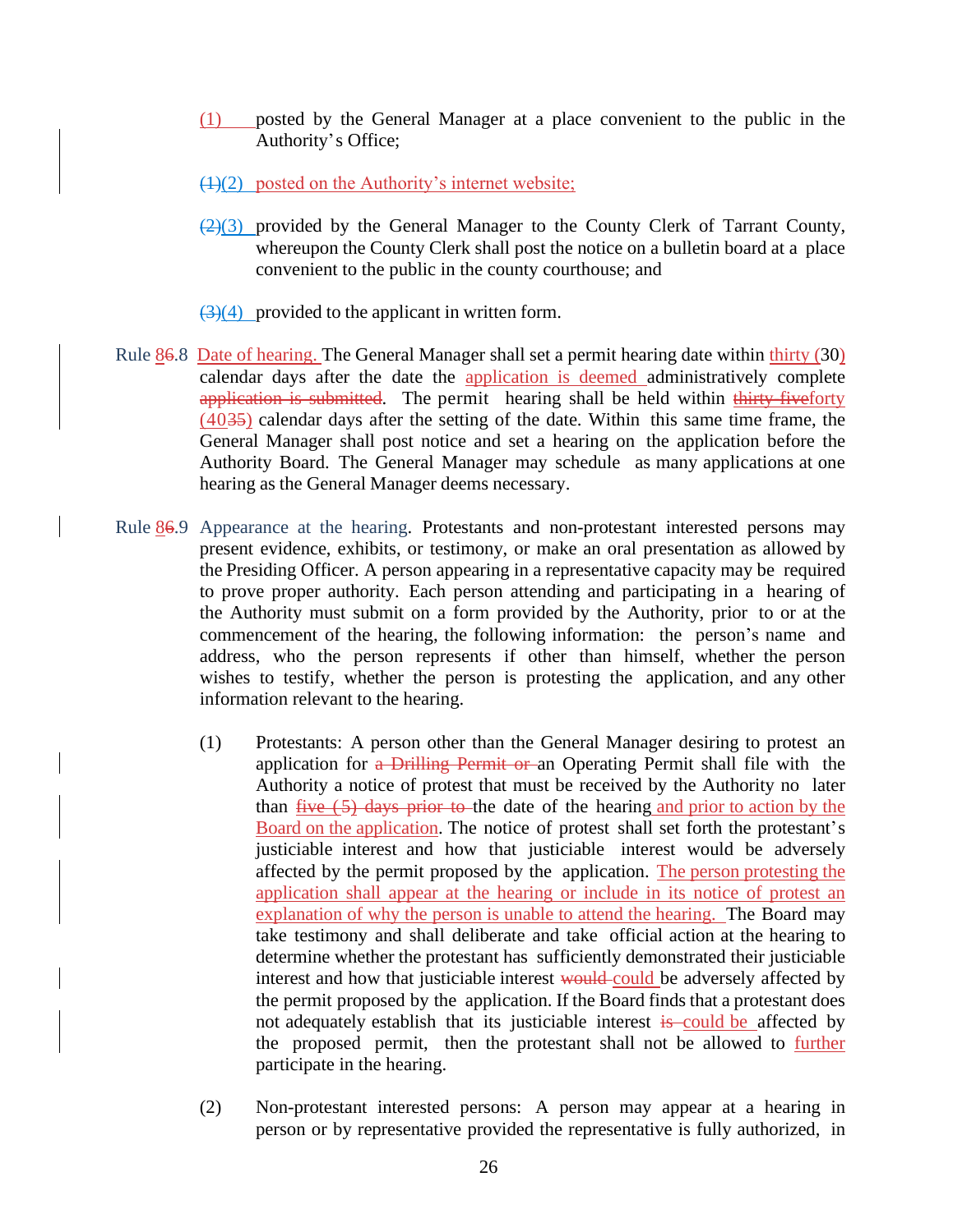(1) posted by the General Manager at a place convenient to the public in the Authority's Office;

~~(1)~~(2) posted on the Authority's internet website;

~~(2)~~(3) provided by the General Manager to the County Clerk of Tarrant County, whereupon the County Clerk shall post the notice on a bulletin board at a place convenient to the public in the county courthouse; and

~~(3)~~(4) provided to the applicant in written form.

Rule 8~~6~~.8 Date of hearing. The General Manager shall set a permit hearing date within thirty (30) calendar days after the date the application is deemed administratively complete ~~application is submitted~~. The permit hearing shall be held within ~~thirty-five~~forty (40~~35~~) calendar days after the setting of the date. Within this same time frame, the General Manager shall post notice and set a hearing on the application before the Authority Board. The General Manager may schedule as many applications at one hearing as the General Manager deems necessary.

Rule 8~~6~~.9 Appearance at the hearing. Protestants and non-protestant interested persons may present evidence, exhibits, or testimony, or make an oral presentation as allowed by the Presiding Officer. A person appearing in a representative capacity may be required to prove proper authority. Each person attending and participating in a hearing of the Authority must submit on a form provided by the Authority, prior to or at the commencement of the hearing, the following information: the person's name and address, who the person represents if other than himself, whether the person wishes to testify, whether the person is protesting the application, and any other information relevant to the hearing.

(1) Protestants: A person other than the General Manager desiring to protest an application for ~~a Drilling Permit or~~ an Operating Permit shall file with the Authority a notice of protest that must be received by the Authority no later than ~~five (5) days prior to~~ the date of the hearing and prior to action by the Board on the application. The notice of protest shall set forth the protestant's justiciable interest and how that justiciable interest would be adversely affected by the permit proposed by the application. The person protesting the application shall appear at the hearing or include in its notice of protest an explanation of why the person is unable to attend the hearing. The Board may take testimony and shall deliberate and take official action at the hearing to determine whether the protestant has sufficiently demonstrated their justiciable interest and how that justiciable interest ~~would~~ could be adversely affected by the permit proposed by the application. If the Board finds that a protestant does not adequately establish that its justiciable interest ~~is~~ could be affected by the proposed permit, then the protestant shall not be allowed to further participate in the hearing.

(2) Non-protestant interested persons: A person may appear at a hearing in person or by representative provided the representative is fully authorized, in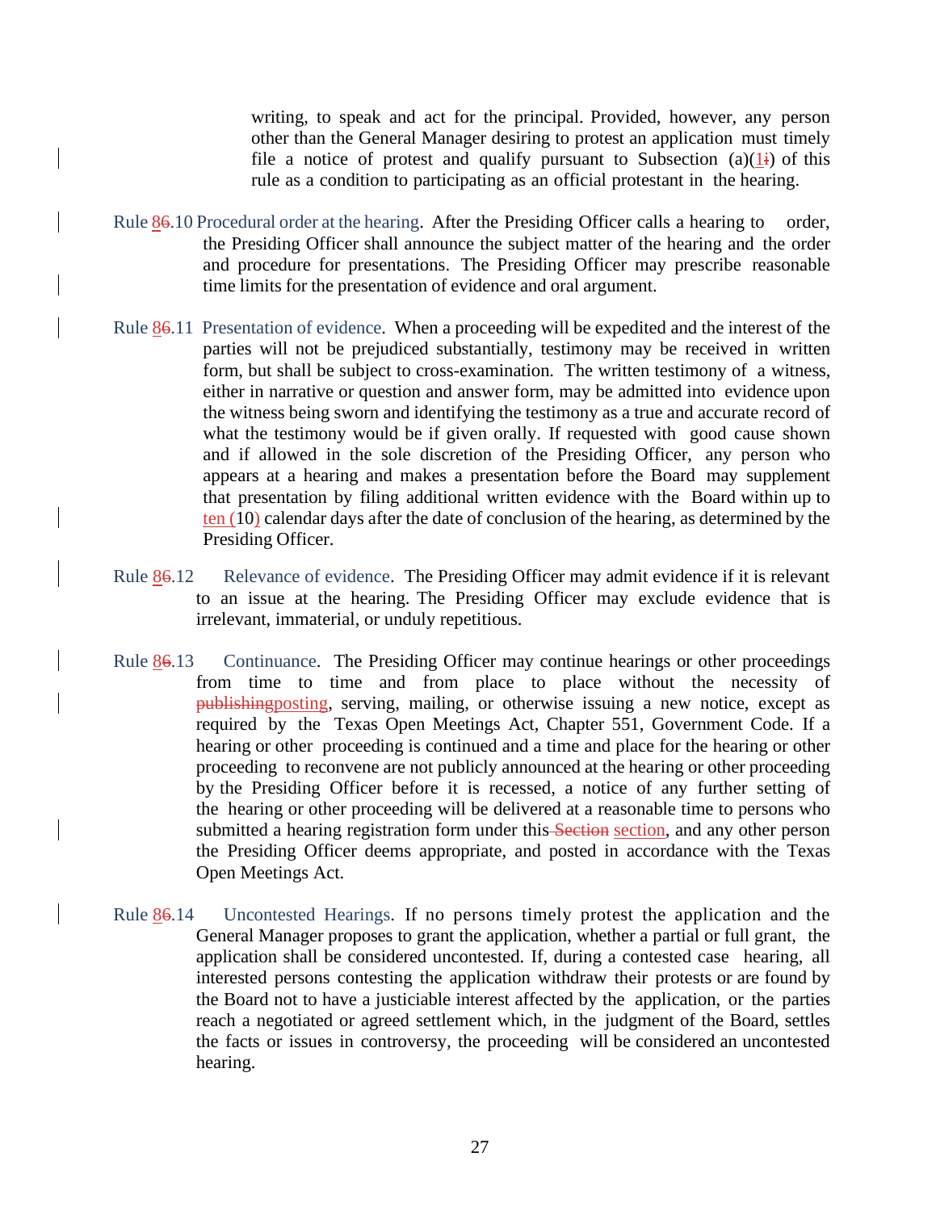writing, to speak and act for the principal. Provided, however, any person other than the General Manager desiring to protest an application must timely file a notice of protest and qualify pursuant to Subsection (a)(1i) of this rule as a condition to participating as an official protestant in the hearing.

Rule 86.10 Procedural order at the hearing. After the Presiding Officer calls a hearing to order, the Presiding Officer shall announce the subject matter of the hearing and the order and procedure for presentations. The Presiding Officer may prescribe reasonable time limits for the presentation of evidence and oral argument.

Rule 86.11 Presentation of evidence. When a proceeding will be expedited and the interest of the parties will not be prejudiced substantially, testimony may be received in written form, but shall be subject to cross-examination. The written testimony of a witness, either in narrative or question and answer form, may be admitted into evidence upon the witness being sworn and identifying the testimony as a true and accurate record of what the testimony would be if given orally. If requested with good cause shown and if allowed in the sole discretion of the Presiding Officer, any person who appears at a hearing and makes a presentation before the Board may supplement that presentation by filing additional written evidence with the Board within up to ten (10) calendar days after the date of conclusion of the hearing, as determined by the Presiding Officer.

Rule 86.12 Relevance of evidence. The Presiding Officer may admit evidence if it is relevant to an issue at the hearing. The Presiding Officer may exclude evidence that is irrelevant, immaterial, or unduly repetitious.

Rule 86.13 Continuance. The Presiding Officer may continue hearings or other proceedings from time to time and from place to place without the necessity of publishingposting, serving, mailing, or otherwise issuing a new notice, except as required by the Texas Open Meetings Act, Chapter 551, Government Code. If a hearing or other proceeding is continued and a time and place for the hearing or other proceeding to reconvene are not publicly announced at the hearing or other proceeding by the Presiding Officer before it is recessed, a notice of any further setting of the hearing or other proceeding will be delivered at a reasonable time to persons who submitted a hearing registration form under this Section section, and any other person the Presiding Officer deems appropriate, and posted in accordance with the Texas Open Meetings Act.

Rule 86.14 Uncontested Hearings. If no persons timely protest the application and the General Manager proposes to grant the application, whether a partial or full grant, the application shall be considered uncontested. If, during a contested case hearing, all interested persons contesting the application withdraw their protests or are found by the Board not to have a justiciable interest affected by the application, or the parties reach a negotiated or agreed settlement which, in the judgment of the Board, settles the facts or issues in controversy, the proceeding will be considered an uncontested hearing.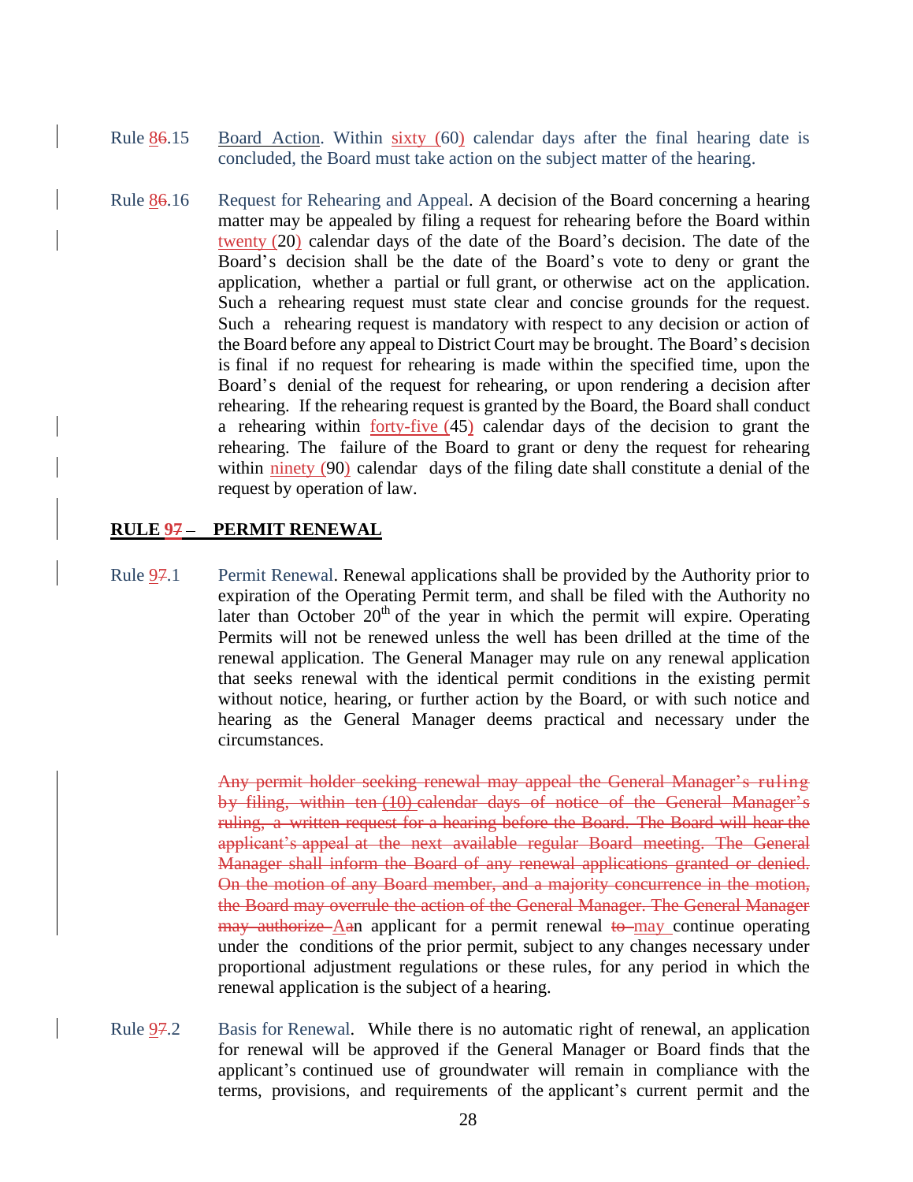Rule ~~8~~6.15 Board Action. Within sixty (60) calendar days after the final hearing date is concluded, the Board must take action on the subject matter of the hearing.

Rule ~~8~~6.16 Request for Rehearing and Appeal. A decision of the Board concerning a hearing matter may be appealed by filing a request for rehearing before the Board within twenty (20) calendar days of the date of the Board's decision. The date of the Board's decision shall be the date of the Board's vote to deny or grant the application, whether a partial or full grant, or otherwise act on the application. Such a rehearing request must state clear and concise grounds for the request. Such a rehearing request is mandatory with respect to any decision or action of the Board before any appeal to District Court may be brought. The Board's decision is final if no request for rehearing is made within the specified time, upon the Board's denial of the request for rehearing, or upon rendering a decision after rehearing. If the rehearing request is granted by the Board, the Board shall conduct a rehearing within forty-five (45) calendar days of the decision to grant the rehearing. The failure of the Board to grant or deny the request for rehearing within ninety (90) calendar days of the filing date shall constitute a denial of the request by operation of law.

## RULE 9~~7~~ – PERMIT RENEWAL

Rule 9~~7~~.1 Permit Renewal. Renewal applications shall be provided by the Authority prior to expiration of the Operating Permit term, and shall be filed with the Authority no later than October 20th of the year in which the permit will expire. Operating Permits will not be renewed unless the well has been drilled at the time of the renewal application. The General Manager may rule on any renewal application that seeks renewal with the identical permit conditions in the existing permit without notice, hearing, or further action by the Board, or with such notice and hearing as the General Manager deems practical and necessary under the circumstances.

~~Any permit holder seeking renewal may appeal the General Manager's ruling by filing, within ten (10) calendar days of notice of the General Manager's ruling, a written request for a hearing before the Board. The Board will hear the applicant's appeal at the next available regular Board meeting. The General Manager shall inform the Board of any renewal applications granted or denied. On the motion of any Board member, and a majority concurrence in the motion, the Board may overrule the action of the General Manager. The General Manager may authorize~~ A~~a~~n applicant for a permit renewal ~~to~~ may continue operating under the conditions of the prior permit, subject to any changes necessary under proportional adjustment regulations or these rules, for any period in which the renewal application is the subject of a hearing.

Rule 9~~7~~.2 Basis for Renewal. While there is no automatic right of renewal, an application for renewal will be approved if the General Manager or Board finds that the applicant's continued use of groundwater will remain in compliance with the terms, provisions, and requirements of the applicant's current permit and the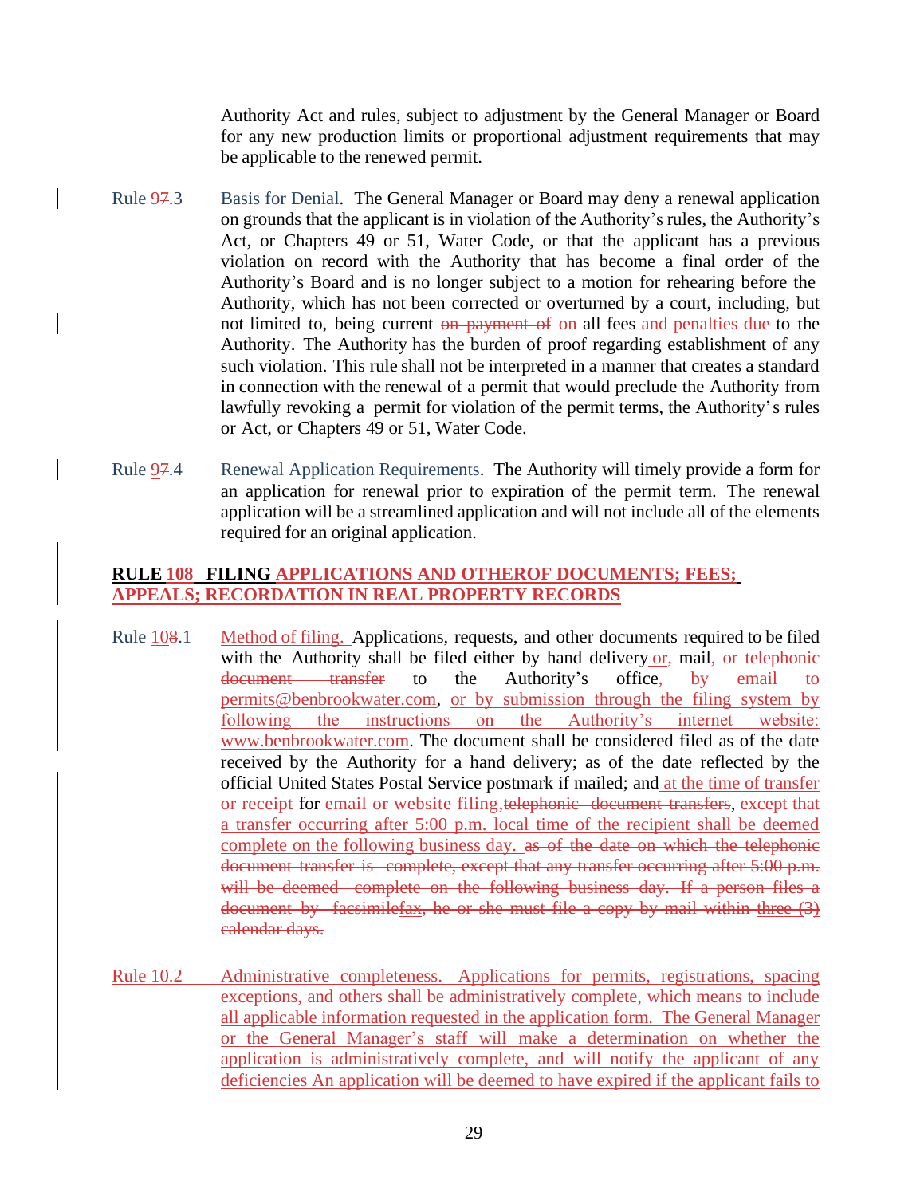Authority Act and rules, subject to adjustment by the General Manager or Board for any new production limits or proportional adjustment requirements that may be applicable to the renewed permit.

Rule 97.3 Basis for Denial. The General Manager or Board may deny a renewal application on grounds that the applicant is in violation of the Authority's rules, the Authority's Act, or Chapters 49 or 51, Water Code, or that the applicant has a previous violation on record with the Authority that has become a final order of the Authority's Board and is no longer subject to a motion for rehearing before the Authority, which has not been corrected or overturned by a court, including, but not limited to, being current ~~on payment of~~ on all fees and penalties due to the Authority. The Authority has the burden of proof regarding establishment of any such violation. This rule shall not be interpreted in a manner that creates a standard in connection with the renewal of a permit that would preclude the Authority from lawfully revoking a permit for violation of the permit terms, the Authority's rules or Act, or Chapters 49 or 51, Water Code.

Rule 97.4 Renewal Application Requirements. The Authority will timely provide a form for an application for renewal prior to expiration of the permit term. The renewal application will be a streamlined application and will not include all of the elements required for an original application.

**RULE 108 FILING APPLICATIONS ~~AND OTHER~~OF ~~DOCUMENTS~~; FEES; APPEALS; RECORDATION IN REAL PROPERTY RECORDS**

Rule 108.1 Method of filing. Applications, requests, and other documents required to be filed with the Authority shall be filed either by hand delivery or~~,~~ mail~~, or telephonic document transfer~~ to the Authority's office, by email to permits@benbrookwater.com, or by submission through the filing system by following the instructions on the Authority's internet website: www.benbrookwater.com. The document shall be considered filed as of the date received by the Authority for a hand delivery; as of the date reflected by the official United States Postal Service postmark if mailed; and at the time of transfer or receipt for email or website filing,~~telephonic document transfers~~, except that a transfer occurring after 5:00 p.m. local time of the recipient shall be deemed complete on the following business day. ~~as of the date on which the telephonic document transfer is complete, except that any transfer occurring after 5:00 p.m. will be deemed complete on the following business day. If a person files a document by facsimilefax, he or she must file a copy by mail within three (3) calendar days.~~

Rule 10.2 Administrative completeness. Applications for permits, registrations, spacing exceptions, and others shall be administratively complete, which means to include all applicable information requested in the application form. The General Manager or the General Manager's staff will make a determination on whether the application is administratively complete, and will notify the applicant of any deficiencies An application will be deemed to have expired if the applicant fails to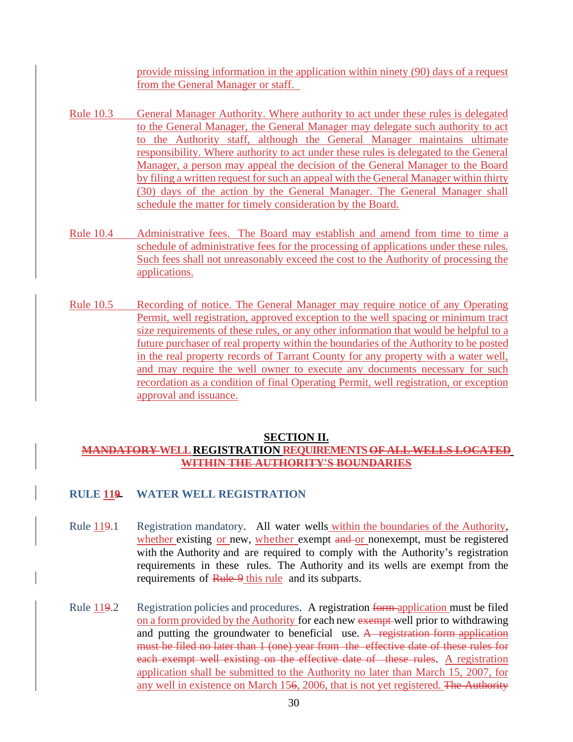provide missing information in the application within ninety (90) days of a request from the General Manager or staff.

Rule 10.3 General Manager Authority. Where authority to act under these rules is delegated to the General Manager, the General Manager may delegate such authority to act to the Authority staff, although the General Manager maintains ultimate responsibility. Where authority to act under these rules is delegated to the General Manager, a person may appeal the decision of the General Manager to the Board by filing a written request for such an appeal with the General Manager within thirty (30) days of the action by the General Manager. The General Manager shall schedule the matter for timely consideration by the Board.

Rule 10.4 Administrative fees. The Board may establish and amend from time to time a schedule of administrative fees for the processing of applications under these rules. Such fees shall not unreasonably exceed the cost to the Authority of processing the applications.

Rule 10.5 Recording of notice. The General Manager may require notice of any Operating Permit, well registration, approved exception to the well spacing or minimum tract size requirements of these rules, or any other information that would be helpful to a future purchaser of real property within the boundaries of the Authority to be posted in the real property records of Tarrant County for any property with a water well, and may require the well owner to execute any documents necessary for such recordation as a condition of final Operating Permit, well registration, or exception approval and issuance.

## SECTION II.

## ~~MANDATORY~~ WELL REGISTRATION REQUIREMENTS ~~OF ALL WELLS LOCATED WITHIN THE AUTHORITY'S BOUNDARIES~~

### RULE 11~~9~~ WATER WELL REGISTRATION

Rule 11~~9~~.1 Registration mandatory. All water wells within the boundaries of the Authority, whether existing or new, whether exempt ~~and~~ or nonexempt, must be registered with the Authority and are required to comply with the Authority's registration requirements in these rules. The Authority and its wells are exempt from the requirements of ~~Rule 9~~ this rule and its subparts.

Rule 11~~9~~.2 Registration policies and procedures. A registration ~~form~~ application must be filed on a form provided by the Authority for each new ~~exempt~~ well prior to withdrawing and putting the groundwater to beneficial use. ~~A registration form application must be filed no later than 1 (one) year from the effective date of these rules for each exempt well existing on the effective date of these rules~~. A registration application shall be submitted to the Authority no later than March 15, 2007, for any well in existence on March 15~~6~~, 2006, that is not yet registered. ~~The Authority~~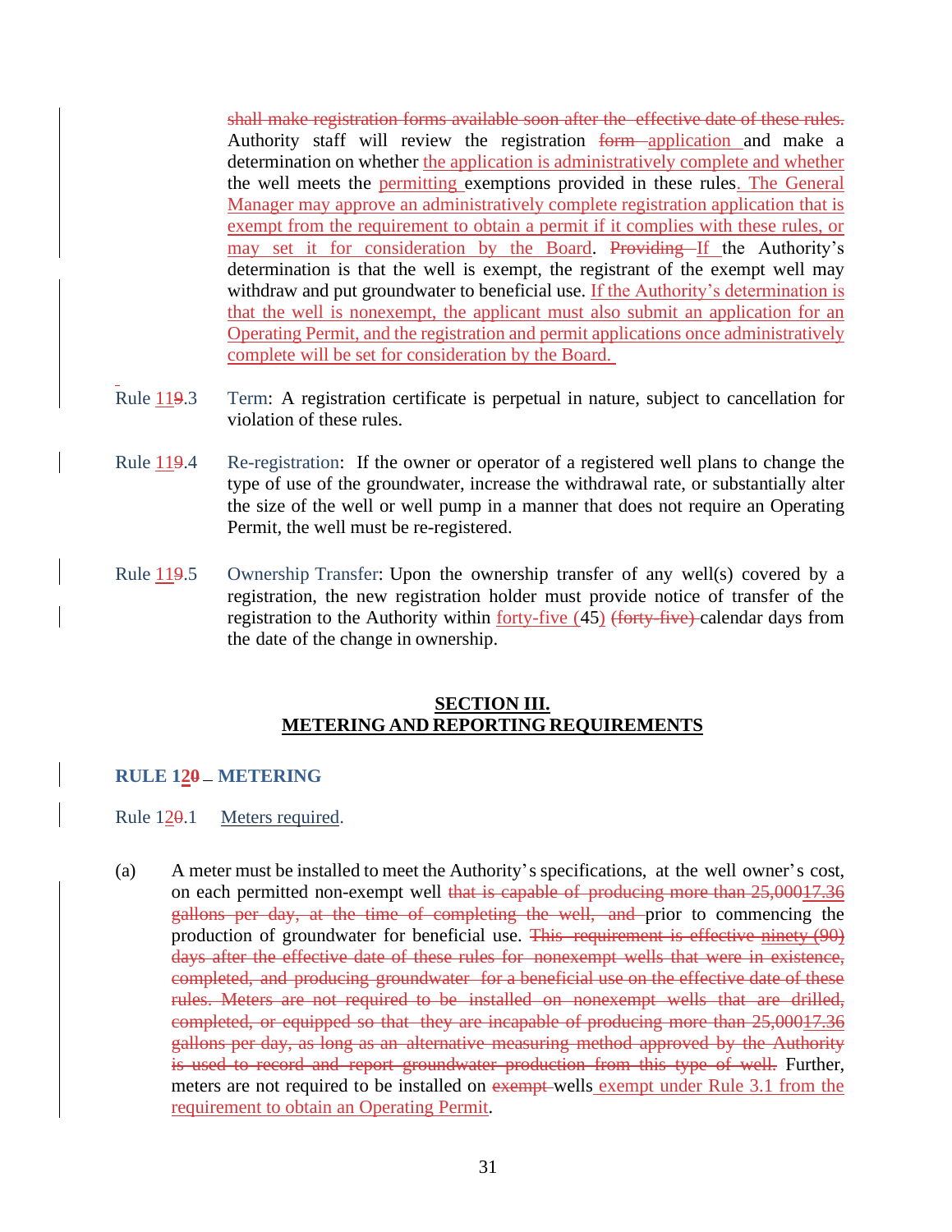shall make registration forms available soon after the effective date of these rules. Authority staff will review the registration form application and make a determination on whether the application is administratively complete and whether the well meets the permitting exemptions provided in these rules. The General Manager may approve an administratively complete registration application that is exempt from the requirement to obtain a permit if it complies with these rules, or may set it for consideration by the Board. Providing If the Authority's determination is that the well is exempt, the registrant of the exempt well may withdraw and put groundwater to beneficial use. If the Authority's determination is that the well is nonexempt, the applicant must also submit an application for an Operating Permit, and the registration and permit applications once administratively complete will be set for consideration by the Board.

Rule 119.3 Term: A registration certificate is perpetual in nature, subject to cancellation for violation of these rules.

Rule 119.4 Re-registration: If the owner or operator of a registered well plans to change the type of use of the groundwater, increase the withdrawal rate, or substantially alter the size of the well or well pump in a manner that does not require an Operating Permit, the well must be re-registered.

Rule 119.5 Ownership Transfer: Upon the ownership transfer of any well(s) covered by a registration, the new registration holder must provide notice of transfer of the registration to the Authority within forty-five (45) (forty-five) calendar days from the date of the change in ownership.

## SECTION III.
## METERING AND REPORTING REQUIREMENTS

### RULE 120 – METERING

Rule 120.1 Meters required.

(a) A meter must be installed to meet the Authority's specifications, at the well owner's cost, on each permitted non-exempt well that is capable of producing more than 25,00017.36 gallons per day, at the time of completing the well, and prior to commencing the production of groundwater for beneficial use. This requirement is effective ninety (90) days after the effective date of these rules for nonexempt wells that were in existence, completed, and producing groundwater for a beneficial use on the effective date of these rules. Meters are not required to be installed on nonexempt wells that are drilled, completed, or equipped so that they are incapable of producing more than 25,00017.36 gallons per day, as long as an alternative measuring method approved by the Authority is used to record and report groundwater production from this type of well. Further, meters are not required to be installed on exempt wells exempt under Rule 3.1 from the requirement to obtain an Operating Permit.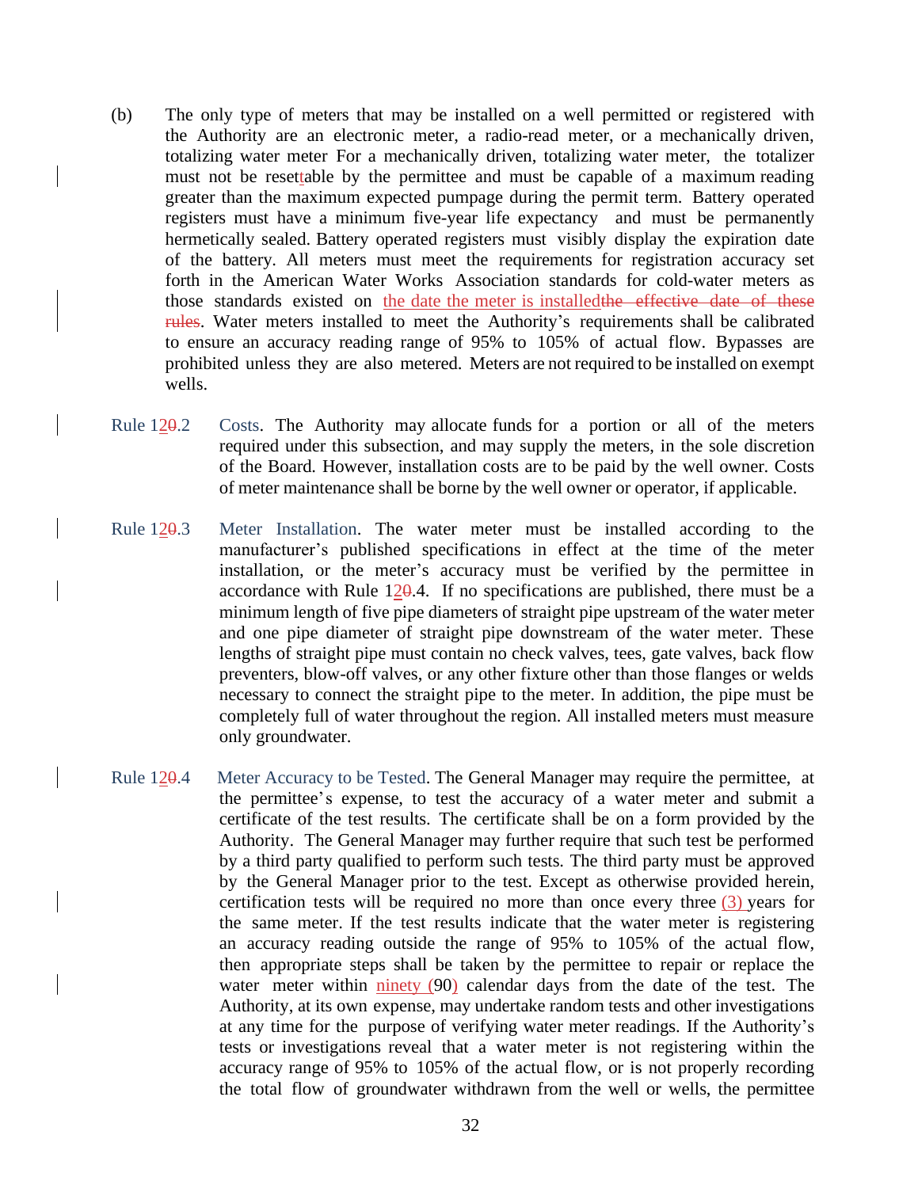(b) The only type of meters that may be installed on a well permitted or registered with the Authority are an electronic meter, a radio-read meter, or a mechanically driven, totalizing water meter For a mechanically driven, totalizing water meter, the totalizer must not be resettable by the permittee and must be capable of a maximum reading greater than the maximum expected pumpage during the permit term. Battery operated registers must have a minimum five-year life expectancy and must be permanently hermetically sealed. Battery operated registers must visibly display the expiration date of the battery. All meters must meet the requirements for registration accuracy set forth in the American Water Works Association standards for cold-water meters as those standards existed on the date the meter is installed~~the effective date of these rules~~. Water meters installed to meet the Authority's requirements shall be calibrated to ensure an accuracy reading range of 95% to 105% of actual flow. Bypasses are prohibited unless they are also metered. Meters are not required to be installed on exempt wells.

Rule 12~~0~~.2 Costs. The Authority may allocate funds for a portion or all of the meters required under this subsection, and may supply the meters, in the sole discretion of the Board. However, installation costs are to be paid by the well owner. Costs of meter maintenance shall be borne by the well owner or operator, if applicable.

Rule 12~~0~~.3 Meter Installation. The water meter must be installed according to the manufacturer's published specifications in effect at the time of the meter installation, or the meter's accuracy must be verified by the permittee in accordance with Rule 12~~0~~.4. If no specifications are published, there must be a minimum length of five pipe diameters of straight pipe upstream of the water meter and one pipe diameter of straight pipe downstream of the water meter. These lengths of straight pipe must contain no check valves, tees, gate valves, back flow preventers, blow-off valves, or any other fixture other than those flanges or welds necessary to connect the straight pipe to the meter. In addition, the pipe must be completely full of water throughout the region. All installed meters must measure only groundwater.

Rule 12~~0~~.4 Meter Accuracy to be Tested. The General Manager may require the permittee, at the permittee's expense, to test the accuracy of a water meter and submit a certificate of the test results. The certificate shall be on a form provided by the Authority. The General Manager may further require that such test be performed by a third party qualified to perform such tests. The third party must be approved by the General Manager prior to the test. Except as otherwise provided herein, certification tests will be required no more than once every three (3) years for the same meter. If the test results indicate that the water meter is registering an accuracy reading outside the range of 95% to 105% of the actual flow, then appropriate steps shall be taken by the permittee to repair or replace the water meter within ninety (90) calendar days from the date of the test. The Authority, at its own expense, may undertake random tests and other investigations at any time for the purpose of verifying water meter readings. If the Authority's tests or investigations reveal that a water meter is not registering within the accuracy range of 95% to 105% of the actual flow, or is not properly recording the total flow of groundwater withdrawn from the well or wells, the permittee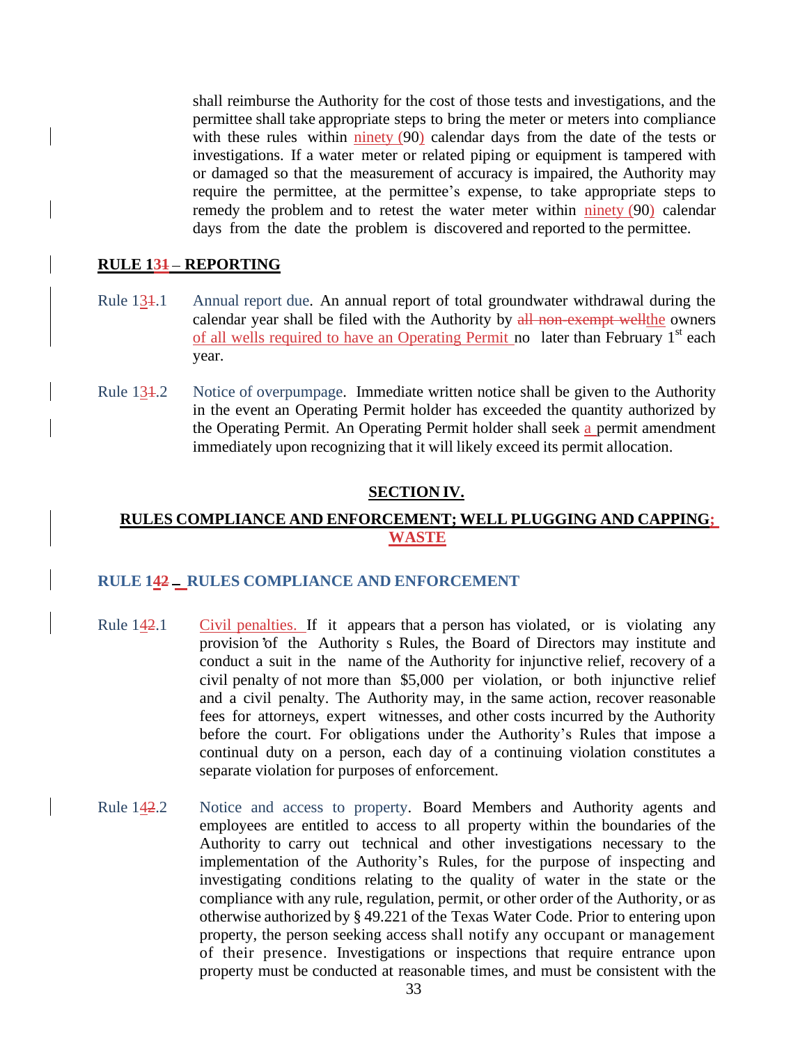shall reimburse the Authority for the cost of those tests and investigations, and the permittee shall take appropriate steps to bring the meter or meters into compliance with these rules within ninety (90) calendar days from the date of the tests or investigations. If a water meter or related piping or equipment is tampered with or damaged so that the measurement of accuracy is impaired, the Authority may require the permittee, at the permittee's expense, to take appropriate steps to remedy the problem and to retest the water meter within ninety (90) calendar days from the date the problem is discovered and reported to the permittee.

**RULE 131 – REPORTING**

Rule 131.1 Annual report due. An annual report of total groundwater withdrawal during the calendar year shall be filed with the Authority by all non-exempt wellthe owners of all wells required to have an Operating Permit no later than February 1st each year.

Rule 131.2 Notice of overpumpage. Immediate written notice shall be given to the Authority in the event an Operating Permit holder has exceeded the quantity authorized by the Operating Permit. An Operating Permit holder shall seek a permit amendment immediately upon recognizing that it will likely exceed its permit allocation.

## SECTION IV.

## RULES COMPLIANCE AND ENFORCEMENT; WELL PLUGGING AND CAPPING; WASTE

### RULE 142 – RULES COMPLIANCE AND ENFORCEMENT

Rule 142.1 Civil penalties. If it appears that a person has violated, or is violating any provision of the Authority's Rules, the Board of Directors may institute and conduct a suit in the name of the Authority for injunctive relief, recovery of a civil penalty of not more than $5,000 per violation, or both injunctive relief and a civil penalty. The Authority may, in the same action, recover reasonable fees for attorneys, expert witnesses, and other costs incurred by the Authority before the court. For obligations under the Authority's Rules that impose a continual duty on a person, each day of a continuing violation constitutes a separate violation for purposes of enforcement.

Rule 142.2 Notice and access to property. Board Members and Authority agents and employees are entitled to access to all property within the boundaries of the Authority to carry out technical and other investigations necessary to the implementation of the Authority's Rules, for the purpose of inspecting and investigating conditions relating to the quality of water in the state or the compliance with any rule, regulation, permit, or other order of the Authority, or as otherwise authorized by § 49.221 of the Texas Water Code. Prior to entering upon property, the person seeking access shall notify any occupant or management of their presence. Investigations or inspections that require entrance upon property must be conducted at reasonable times, and must be consistent with the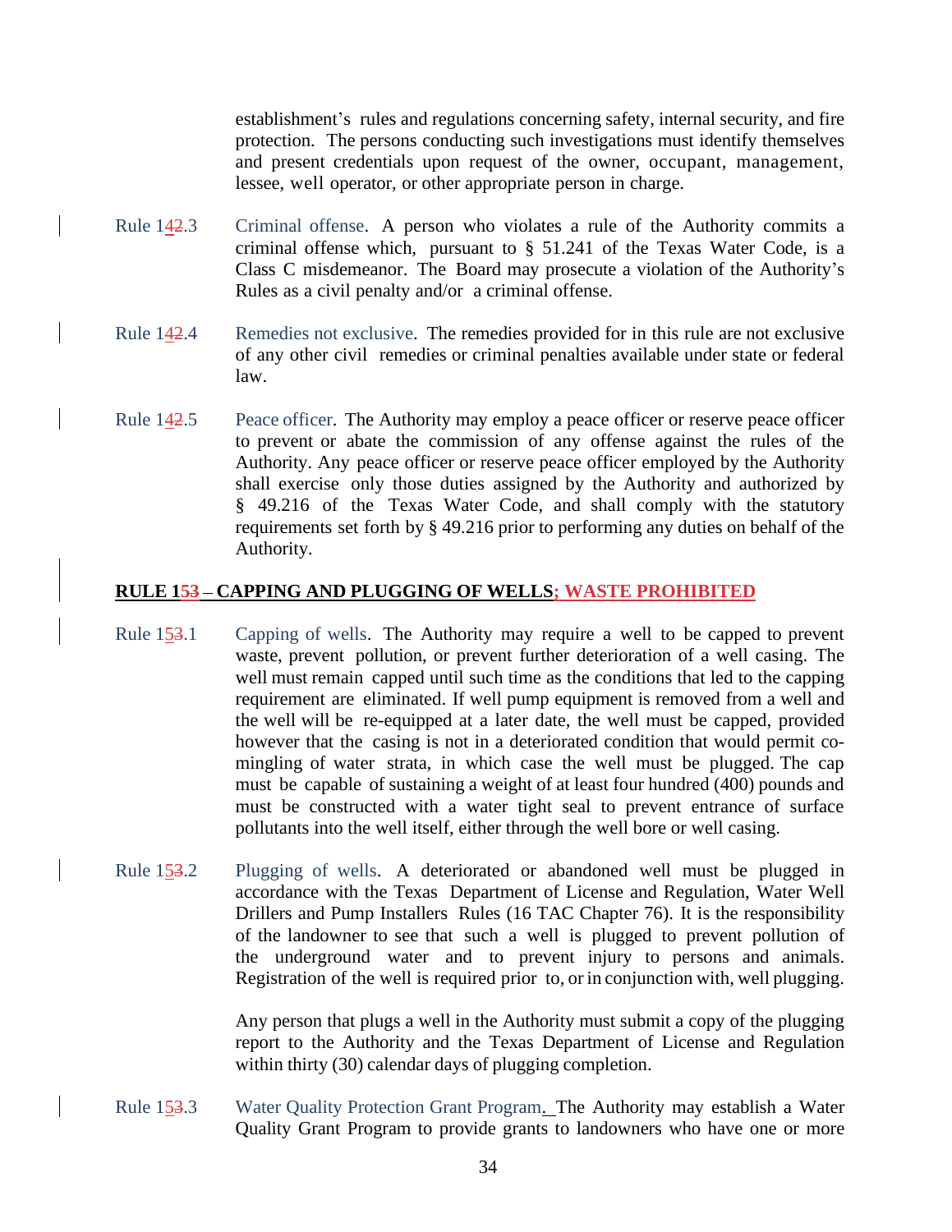establishment's rules and regulations concerning safety, internal security, and fire protection. The persons conducting such investigations must identify themselves and present credentials upon request of the owner, occupant, management, lessee, well operator, or other appropriate person in charge.

Rule 142.3 Criminal offense. A person who violates a rule of the Authority commits a criminal offense which, pursuant to § 51.241 of the Texas Water Code, is a Class C misdemeanor. The Board may prosecute a violation of the Authority's Rules as a civil penalty and/or a criminal offense.

Rule 142.4 Remedies not exclusive. The remedies provided for in this rule are not exclusive of any other civil remedies or criminal penalties available under state or federal law.

Rule 142.5 Peace officer. The Authority may employ a peace officer or reserve peace officer to prevent or abate the commission of any offense against the rules of the Authority. Any peace officer or reserve peace officer employed by the Authority shall exercise only those duties assigned by the Authority and authorized by § 49.216 of the Texas Water Code, and shall comply with the statutory requirements set forth by § 49.216 prior to performing any duties on behalf of the Authority.

## RULE 153 – CAPPING AND PLUGGING OF WELLS; WASTE PROHIBITED

Rule 153.1 Capping of wells. The Authority may require a well to be capped to prevent waste, prevent pollution, or prevent further deterioration of a well casing. The well must remain capped until such time as the conditions that led to the capping requirement are eliminated. If well pump equipment is removed from a well and the well will be re-equipped at a later date, the well must be capped, provided however that the casing is not in a deteriorated condition that would permit co-mingling of water strata, in which case the well must be plugged. The cap must be capable of sustaining a weight of at least four hundred (400) pounds and must be constructed with a water tight seal to prevent entrance of surface pollutants into the well itself, either through the well bore or well casing.

Rule 153.2 Plugging of wells. A deteriorated or abandoned well must be plugged in accordance with the Texas Department of License and Regulation, Water Well Drillers and Pump Installers Rules (16 TAC Chapter 76). It is the responsibility of the landowner to see that such a well is plugged to prevent pollution of the underground water and to prevent injury to persons and animals. Registration of the well is required prior to, or in conjunction with, well plugging.

Any person that plugs a well in the Authority must submit a copy of the plugging report to the Authority and the Texas Department of License and Regulation within thirty (30) calendar days of plugging completion.

Rule 153.3 Water Quality Protection Grant Program. The Authority may establish a Water Quality Grant Program to provide grants to landowners who have one or more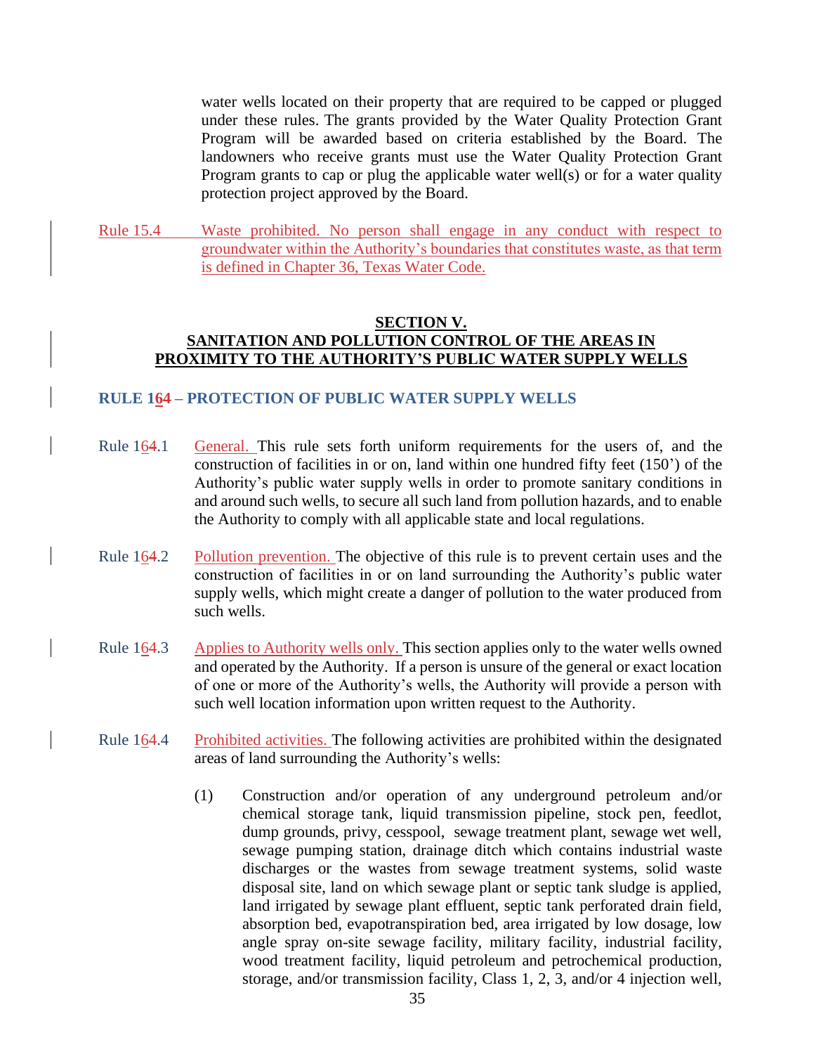water wells located on their property that are required to be capped or plugged under these rules. The grants provided by the Water Quality Protection Grant Program will be awarded based on criteria established by the Board. The landowners who receive grants must use the Water Quality Protection Grant Program grants to cap or plug the applicable water well(s) or for a water quality protection project approved by the Board.

Rule 15.4 Waste prohibited. No person shall engage in any conduct with respect to groundwater within the Authority's boundaries that constitutes waste, as that term is defined in Chapter 36, Texas Water Code.

## SECTION V.
## SANITATION AND POLLUTION CONTROL OF THE AREAS IN PROXIMITY TO THE AUTHORITY'S PUBLIC WATER SUPPLY WELLS

### RULE 164 – PROTECTION OF PUBLIC WATER SUPPLY WELLS

Rule 164.1 General. This rule sets forth uniform requirements for the users of, and the construction of facilities in or on, land within one hundred fifty feet (150') of the Authority's public water supply wells in order to promote sanitary conditions in and around such wells, to secure all such land from pollution hazards, and to enable the Authority to comply with all applicable state and local regulations.

Rule 164.2 Pollution prevention. The objective of this rule is to prevent certain uses and the construction of facilities in or on land surrounding the Authority's public water supply wells, which might create a danger of pollution to the water produced from such wells.

Rule 164.3 Applies to Authority wells only. This section applies only to the water wells owned and operated by the Authority. If a person is unsure of the general or exact location of one or more of the Authority's wells, the Authority will provide a person with such well location information upon written request to the Authority.

Rule 164.4 Prohibited activities. The following activities are prohibited within the designated areas of land surrounding the Authority's wells:

(1) Construction and/or operation of any underground petroleum and/or chemical storage tank, liquid transmission pipeline, stock pen, feedlot, dump grounds, privy, cesspool, sewage treatment plant, sewage wet well, sewage pumping station, drainage ditch which contains industrial waste discharges or the wastes from sewage treatment systems, solid waste disposal site, land on which sewage plant or septic tank sludge is applied, land irrigated by sewage plant effluent, septic tank perforated drain field, absorption bed, evapotranspiration bed, area irrigated by low dosage, low angle spray on-site sewage facility, military facility, industrial facility, wood treatment facility, liquid petroleum and petrochemical production, storage, and/or transmission facility, Class 1, 2, 3, and/or 4 injection well,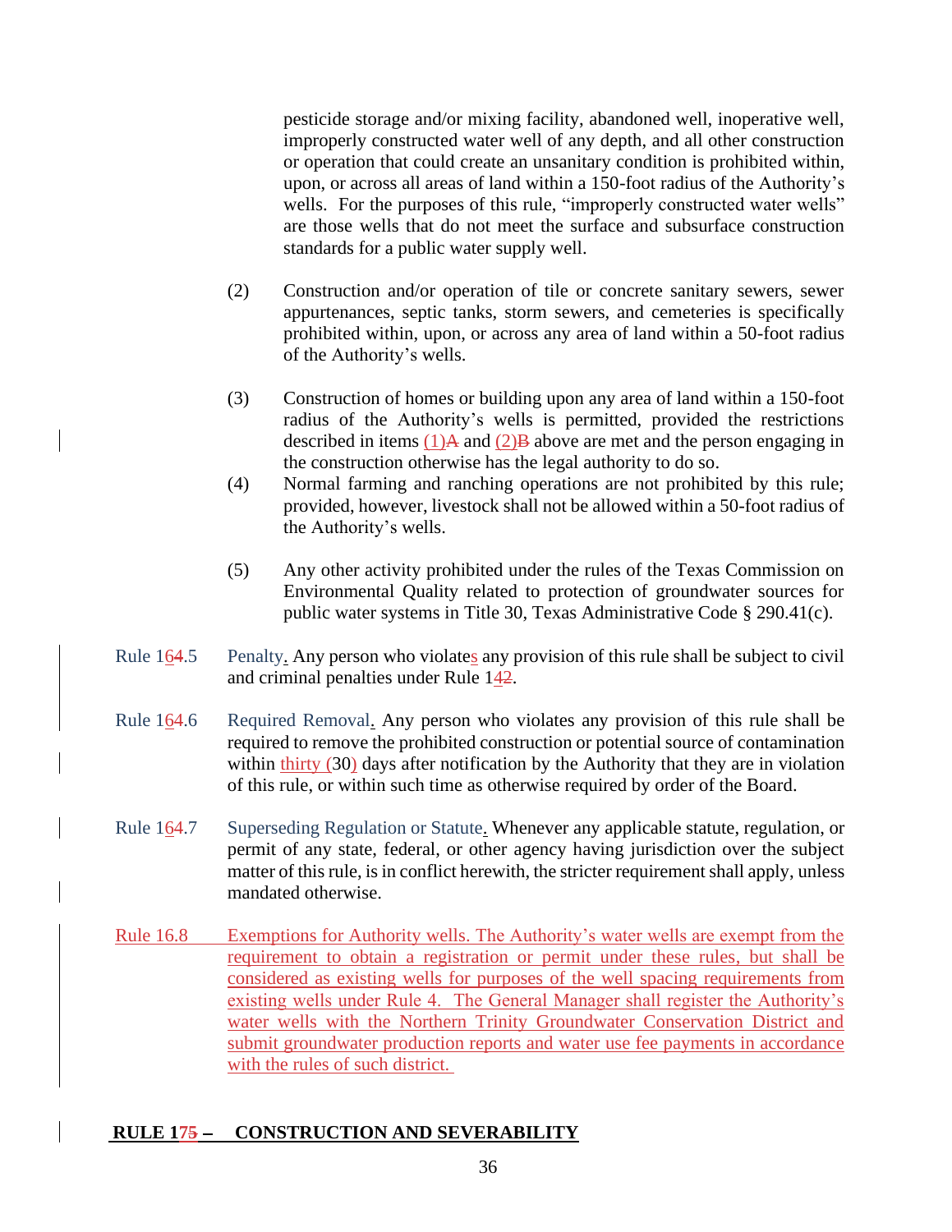pesticide storage and/or mixing facility, abandoned well, inoperative well, improperly constructed water well of any depth, and all other construction or operation that could create an unsanitary condition is prohibited within, upon, or across all areas of land within a 150-foot radius of the Authority's wells. For the purposes of this rule, "improperly constructed water wells" are those wells that do not meet the surface and subsurface construction standards for a public water supply well.

(2) Construction and/or operation of tile or concrete sanitary sewers, sewer appurtenances, septic tanks, storm sewers, and cemeteries is specifically prohibited within, upon, or across any area of land within a 50-foot radius of the Authority's wells.

(3) Construction of homes or building upon any area of land within a 150-foot radius of the Authority's wells is permitted, provided the restrictions described in items (1)~~A~~ and (2)~~B~~ above are met and the person engaging in the construction otherwise has the legal authority to do so.

(4) Normal farming and ranching operations are not prohibited by this rule; provided, however, livestock shall not be allowed within a 50-foot radius of the Authority's wells.

(5) Any other activity prohibited under the rules of the Texas Commission on Environmental Quality related to protection of groundwater sources for public water systems in Title 30, Texas Administrative Code § 290.41(c).

Rule 16~~4~~.5 Penalty. Any person who violates any provision of this rule shall be subject to civil and criminal penalties under Rule 14~~2~~.

Rule 16~~4~~.6 Required Removal. Any person who violates any provision of this rule shall be required to remove the prohibited construction or potential source of contamination within thirty (30) days after notification by the Authority that they are in violation of this rule, or within such time as otherwise required by order of the Board.

Rule 16~~4~~.7 Superseding Regulation or Statute. Whenever any applicable statute, regulation, or permit of any state, federal, or other agency having jurisdiction over the subject matter of this rule, is in conflict herewith, the stricter requirement shall apply, unless mandated otherwise.

Rule 16.8 Exemptions for Authority wells. The Authority's water wells are exempt from the requirement to obtain a registration or permit under these rules, but shall be considered as existing wells for purposes of the well spacing requirements from existing wells under Rule 4. The General Manager shall register the Authority's water wells with the Northern Trinity Groundwater Conservation District and submit groundwater production reports and water use fee payments in accordance with the rules of such district.

## RULE 17~~5~~ – CONSTRUCTION AND SEVERABILITY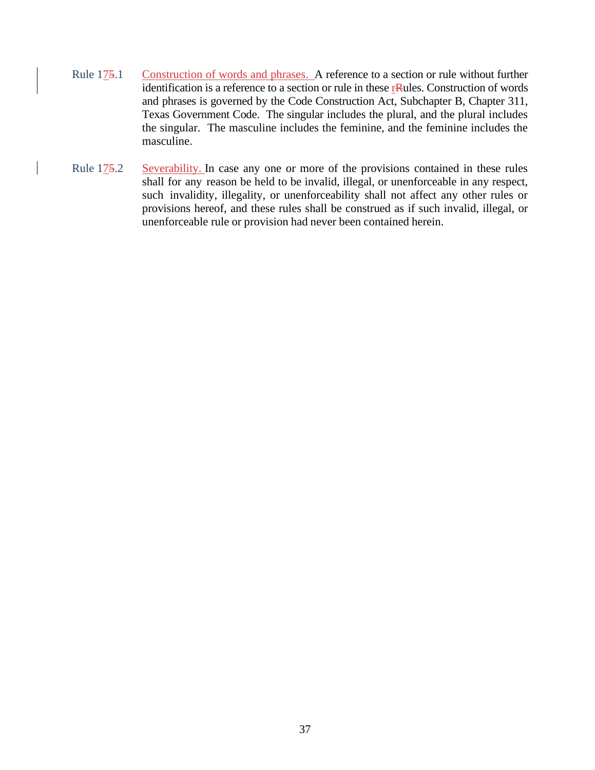Rule 17.1 Construction of words and phrases. A reference to a section or rule without further identification is a reference to a section or rule in these rules. Construction of words and phrases is governed by the Code Construction Act, Subchapter B, Chapter 311, Texas Government Code. The singular includes the plural, and the plural includes the singular. The masculine includes the feminine, and the feminine includes the masculine.

Rule 17.2 Severability. In case any one or more of the provisions contained in these rules shall for any reason be held to be invalid, illegal, or unenforceable in any respect, such invalidity, illegality, or unenforceability shall not affect any other rules or provisions hereof, and these rules shall be construed as if such invalid, illegal, or unenforceable rule or provision had never been contained herein.